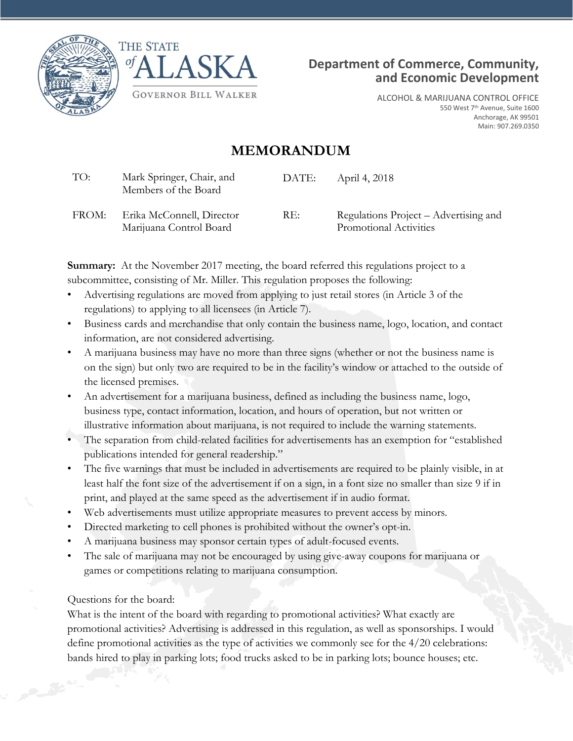THE STATE of ALASKA

GOVERNOR BILL WALKER

**Department of Commerce, Community, and Economic Development**

ALCOHOL & MARIJUANA CONTROL OFFICE
550 West 7th Avenue, Suite 1600
Anchorage, AK 99501
Main: 907.269.0350

# MEMORANDUM

| | | | |
|---|---|---|---|
| TO: | Mark Springer, Chair, and Members of the Board | DATE: | April 4, 2018 |
| FROM: | Erika McConnell, Director Marijuana Control Board | RE: | Regulations Project – Advertising and Promotional Activities |

**Summary:** At the November 2017 meeting, the board referred this regulations project to a subcommittee, consisting of Mr. Miller. This regulation proposes the following:

- Advertising regulations are moved from applying to just retail stores (in Article 3 of the regulations) to applying to all licensees (in Article 7).
- Business cards and merchandise that only contain the business name, logo, location, and contact information, are not considered advertising.
- A marijuana business may have no more than three signs (whether or not the business name is on the sign) but only two are required to be in the facility's window or attached to the outside of the licensed premises.
- An advertisement for a marijuana business, defined as including the business name, logo, business type, contact information, location, and hours of operation, but not written or illustrative information about marijuana, is not required to include the warning statements.
- The separation from child-related facilities for advertisements has an exemption for "established publications intended for general readership."
- The five warnings that must be included in advertisements are required to be plainly visible, in at least half the font size of the advertisement if on a sign, in a font size no smaller than size 9 if in print, and played at the same speed as the advertisement if in audio format.
- Web advertisements must utilize appropriate measures to prevent access by minors.
- Directed marketing to cell phones is prohibited without the owner's opt-in.
- A marijuana business may sponsor certain types of adult-focused events.
- The sale of marijuana may not be encouraged by using give-away coupons for marijuana or games or competitions relating to marijuana consumption.

Questions for the board:
What is the intent of the board with regarding to promotional activities? What exactly are promotional activities? Advertising is addressed in this regulation, as well as sponsorships. I would define promotional activities as the type of activities we commonly see for the 4/20 celebrations: bands hired to play in parking lots; food trucks asked to be in parking lots; bounce houses; etc.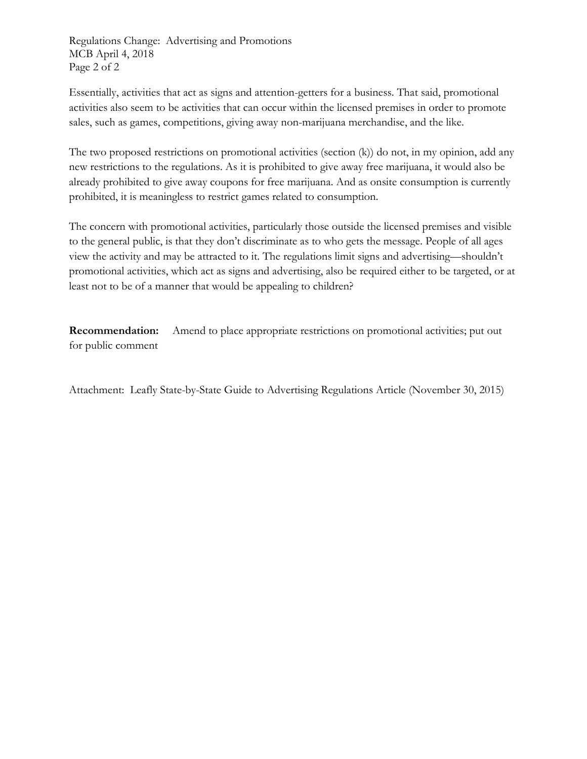Essentially, activities that act as signs and attention-getters for a business. That said, promotional activities also seem to be activities that can occur within the licensed premises in order to promote sales, such as games, competitions, giving away non-marijuana merchandise, and the like.

The two proposed restrictions on promotional activities (section (k)) do not, in my opinion, add any new restrictions to the regulations. As it is prohibited to give away free marijuana, it would also be already prohibited to give away coupons for free marijuana. And as onsite consumption is currently prohibited, it is meaningless to restrict games related to consumption.

The concern with promotional activities, particularly those outside the licensed premises and visible to the general public, is that they don't discriminate as to who gets the message. People of all ages view the activity and may be attracted to it. The regulations limit signs and advertising—shouldn't promotional activities, which act as signs and advertising, also be required either to be targeted, or at least not to be of a manner that would be appealing to children?

**Recommendation:** Amend to place appropriate restrictions on promotional activities; put out for public comment

Attachment: Leafly State-by-State Guide to Advertising Regulations Article (November 30, 2015)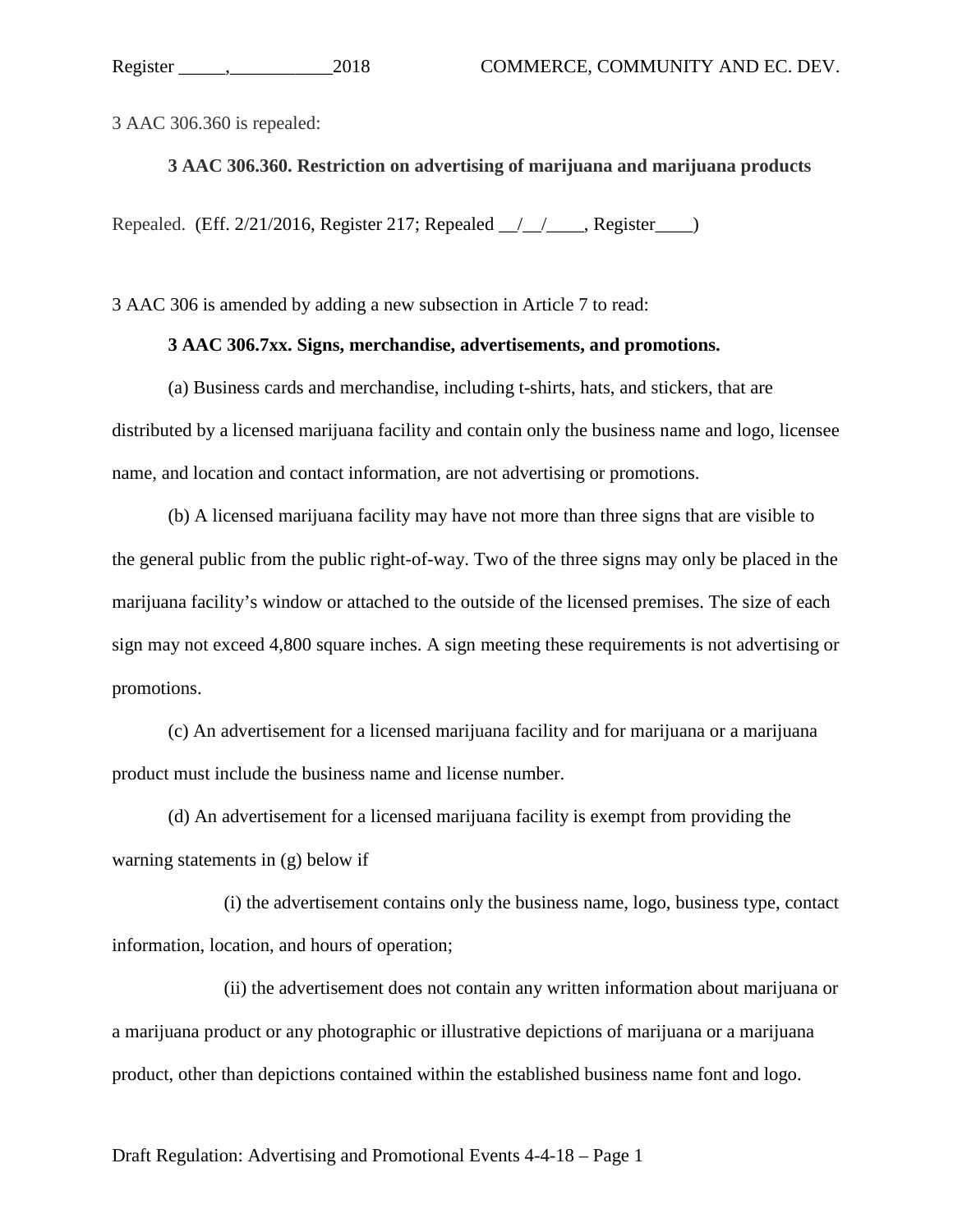3 AAC 306.360 is repealed:

**3 AAC 306.360. Restriction on advertising of marijuana and marijuana products**

Repealed. (Eff. 2/21/2016, Register 217; Repealed __/__/____, Register____)

3 AAC 306 is amended by adding a new subsection in Article 7 to read:

**3 AAC 306.7xx. Signs, merchandise, advertisements, and promotions.**

(a) Business cards and merchandise, including t-shirts, hats, and stickers, that are distributed by a licensed marijuana facility and contain only the business name and logo, licensee name, and location and contact information, are not advertising or promotions.

(b) A licensed marijuana facility may have not more than three signs that are visible to the general public from the public right-of-way. Two of the three signs may only be placed in the marijuana facility's window or attached to the outside of the licensed premises. The size of each sign may not exceed 4,800 square inches. A sign meeting these requirements is not advertising or promotions.

(c) An advertisement for a licensed marijuana facility and for marijuana or a marijuana product must include the business name and license number.

(d) An advertisement for a licensed marijuana facility is exempt from providing the warning statements in (g) below if

(i) the advertisement contains only the business name, logo, business type, contact information, location, and hours of operation;

(ii) the advertisement does not contain any written information about marijuana or a marijuana product or any photographic or illustrative depictions of marijuana or a marijuana product, other than depictions contained within the established business name font and logo.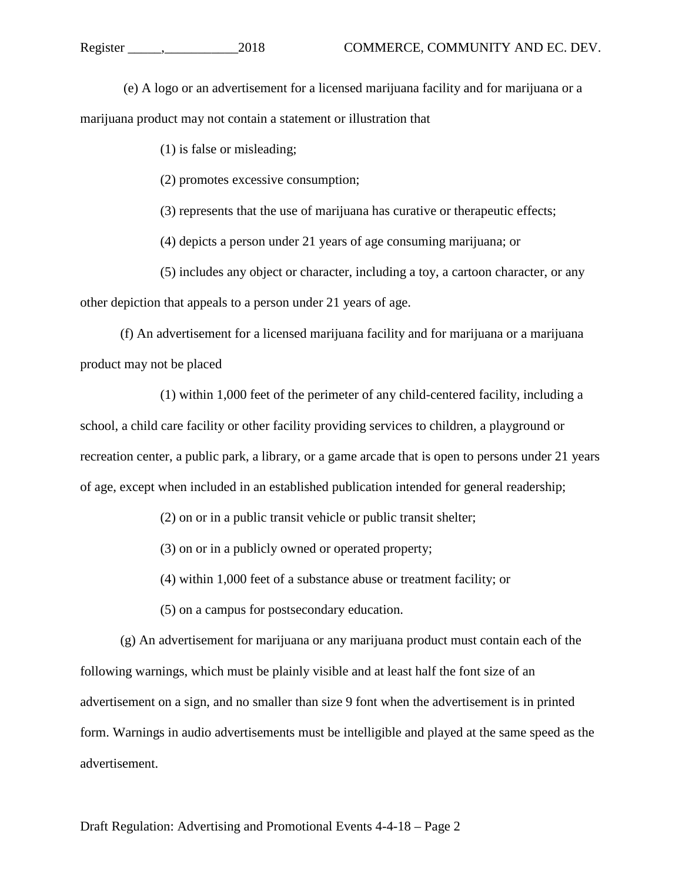(e) A logo or an advertisement for a licensed marijuana facility and for marijuana or a marijuana product may not contain a statement or illustration that

(1) is false or misleading;

(2) promotes excessive consumption;

(3) represents that the use of marijuana has curative or therapeutic effects;

(4) depicts a person under 21 years of age consuming marijuana; or

(5) includes any object or character, including a toy, a cartoon character, or any other depiction that appeals to a person under 21 years of age.

(f) An advertisement for a licensed marijuana facility and for marijuana or a marijuana product may not be placed

(1) within 1,000 feet of the perimeter of any child-centered facility, including a school, a child care facility or other facility providing services to children, a playground or recreation center, a public park, a library, or a game arcade that is open to persons under 21 years of age, except when included in an established publication intended for general readership;

(2) on or in a public transit vehicle or public transit shelter;

(3) on or in a publicly owned or operated property;

(4) within 1,000 feet of a substance abuse or treatment facility; or

(5) on a campus for postsecondary education.

(g) An advertisement for marijuana or any marijuana product must contain each of the following warnings, which must be plainly visible and at least half the font size of an advertisement on a sign, and no smaller than size 9 font when the advertisement is in printed form. Warnings in audio advertisements must be intelligible and played at the same speed as the advertisement.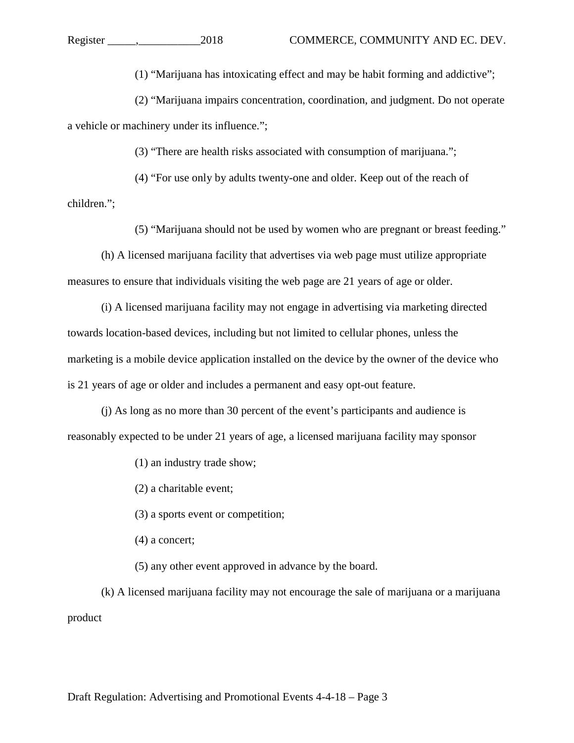(1) “Marijuana has intoxicating effect and may be habit forming and addictive”;

(2) “Marijuana impairs concentration, coordination, and judgment. Do not operate a vehicle or machinery under its influence.”;

(3) “There are health risks associated with consumption of marijuana.”;

(4) “For use only by adults twenty-one and older. Keep out of the reach of children.”;

(5) “Marijuana should not be used by women who are pregnant or breast feeding.”

(h) A licensed marijuana facility that advertises via web page must utilize appropriate measures to ensure that individuals visiting the web page are 21 years of age or older.

(i) A licensed marijuana facility may not engage in advertising via marketing directed towards location-based devices, including but not limited to cellular phones, unless the marketing is a mobile device application installed on the device by the owner of the device who is 21 years of age or older and includes a permanent and easy opt-out feature.

(j) As long as no more than 30 percent of the event’s participants and audience is reasonably expected to be under 21 years of age, a licensed marijuana facility may sponsor

(1) an industry trade show;

(2) a charitable event;

(3) a sports event or competition;

(4) a concert;

(5) any other event approved in advance by the board.

(k) A licensed marijuana facility may not encourage the sale of marijuana or a marijuana product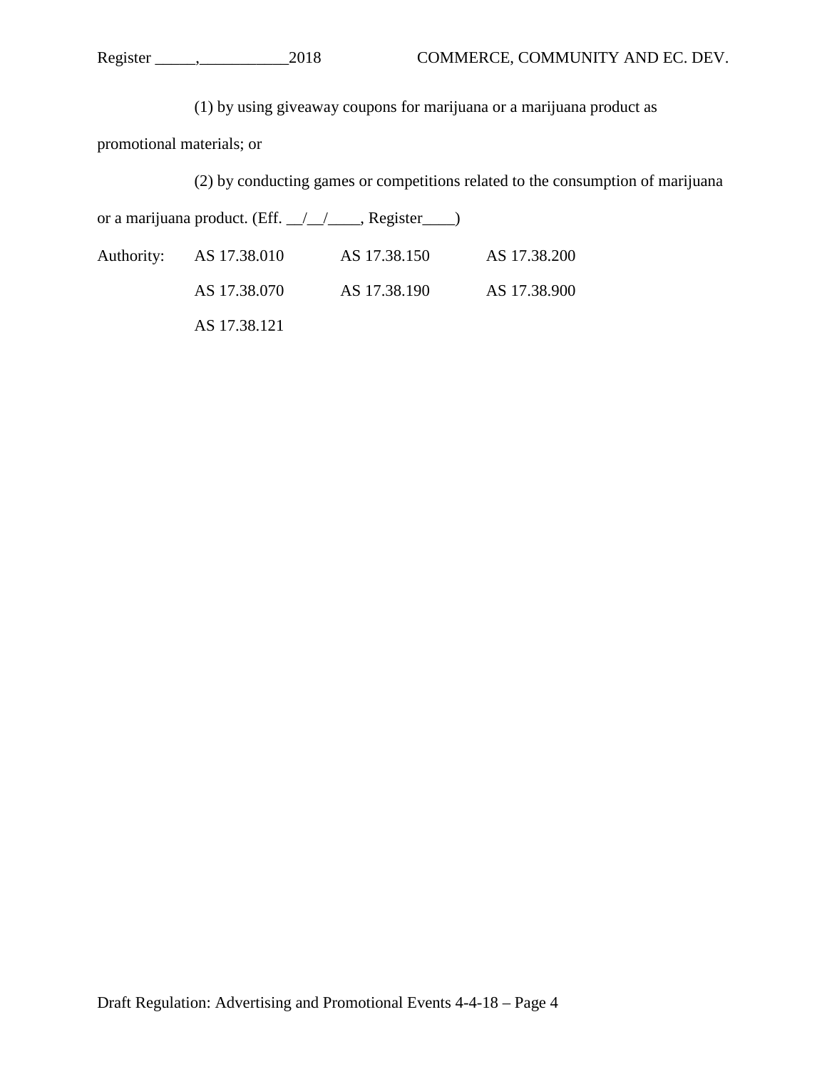(1) by using giveaway coupons for marijuana or a marijuana product as promotional materials; or

(2) by conducting games or competitions related to the consumption of marijuana or a marijuana product. (Eff. __/__/____, Register____)

| Authority: | AS 17.38.010 | AS 17.38.150 | AS 17.38.200 |
|---|---|---|---|
| | AS 17.38.070 | AS 17.38.190 | AS 17.38.900 |
| | AS 17.38.121 | | |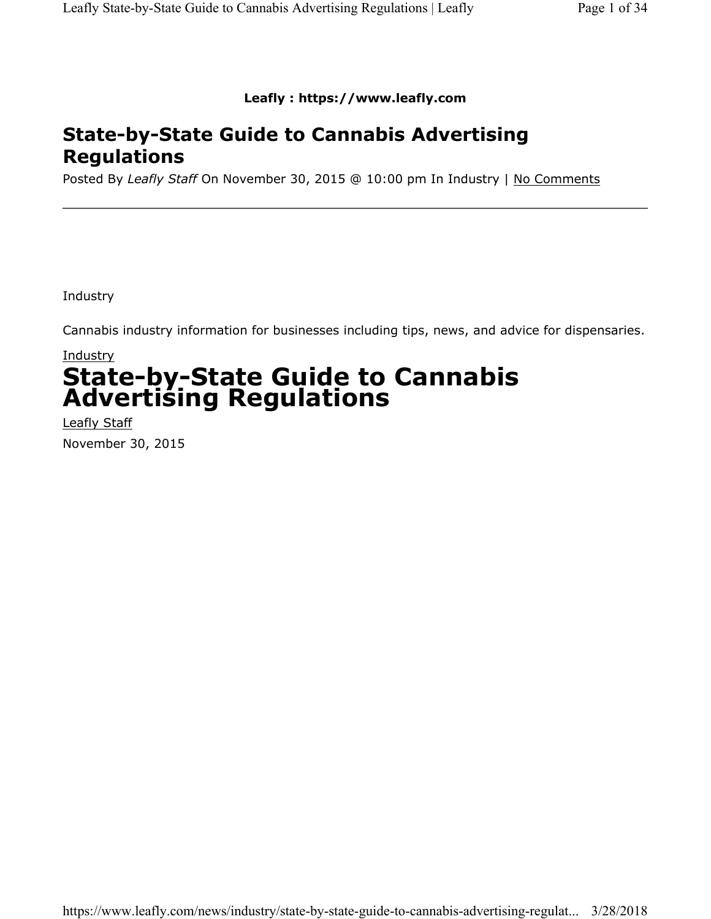**Leafly : https://www.leafly.com**

# State-by-State Guide to Cannabis Advertising Regulations

Posted By *Leafly Staff* On November 30, 2015 @ 10:00 pm In Industry | No Comments

---

Industry

Cannabis industry information for businesses including tips, news, and advice for dispensaries.

Industry

# State-by-State Guide to Cannabis Advertising Regulations

Leafly Staff

November 30, 2015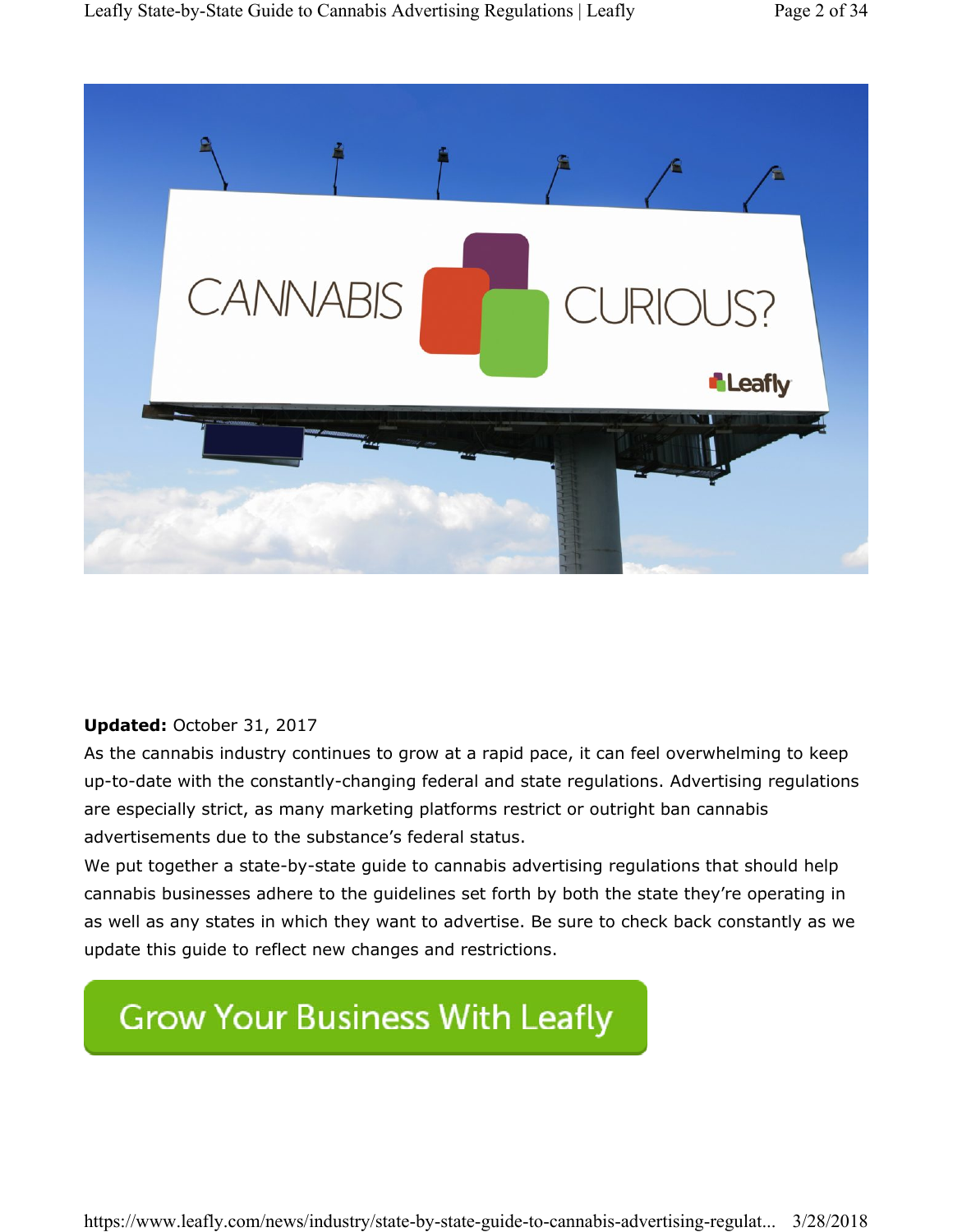**Updated:** October 31, 2017

As the cannabis industry continues to grow at a rapid pace, it can feel overwhelming to keep up-to-date with the constantly-changing federal and state regulations. Advertising regulations are especially strict, as many marketing platforms restrict or outright ban cannabis advertisements due to the substance's federal status.

We put together a state-by-state guide to cannabis advertising regulations that should help cannabis businesses adhere to the guidelines set forth by both the state they're operating in as well as any states in which they want to advertise. Be sure to check back constantly as we update this guide to reflect new changes and restrictions.

Grow Your Business With Leafly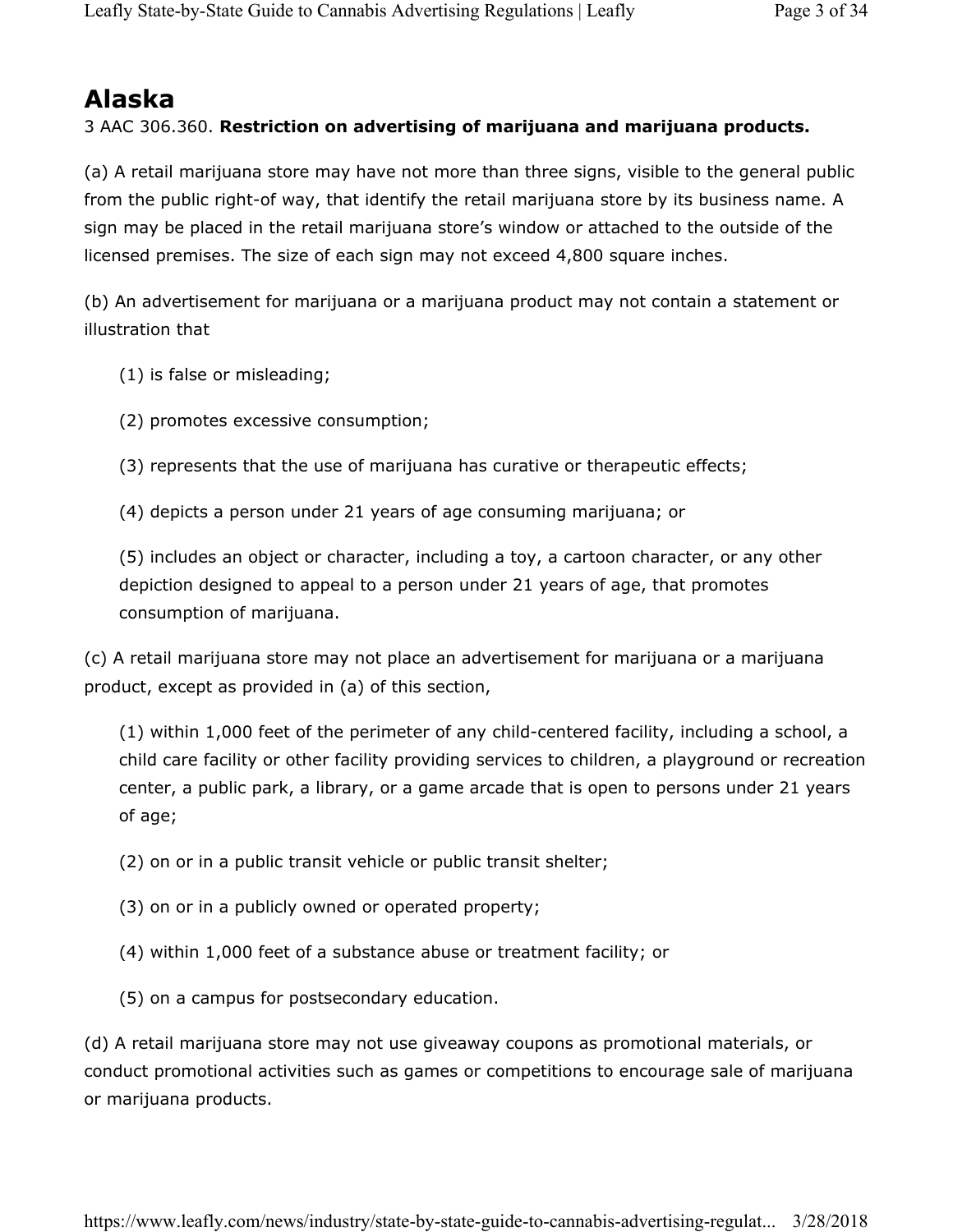## Alaska

3 AAC 306.360. **Restriction on advertising of marijuana and marijuana products.**

(a) A retail marijuana store may have not more than three signs, visible to the general public from the public right-of way, that identify the retail marijuana store by its business name. A sign may be placed in the retail marijuana store's window or attached to the outside of the licensed premises. The size of each sign may not exceed 4,800 square inches.

(b) An advertisement for marijuana or a marijuana product may not contain a statement or illustration that

(1) is false or misleading;

(2) promotes excessive consumption;

(3) represents that the use of marijuana has curative or therapeutic effects;

(4) depicts a person under 21 years of age consuming marijuana; or

(5) includes an object or character, including a toy, a cartoon character, or any other depiction designed to appeal to a person under 21 years of age, that promotes consumption of marijuana.

(c) A retail marijuana store may not place an advertisement for marijuana or a marijuana product, except as provided in (a) of this section,

(1) within 1,000 feet of the perimeter of any child-centered facility, including a school, a child care facility or other facility providing services to children, a playground or recreation center, a public park, a library, or a game arcade that is open to persons under 21 years of age;

(2) on or in a public transit vehicle or public transit shelter;

(3) on or in a publicly owned or operated property;

(4) within 1,000 feet of a substance abuse or treatment facility; or

(5) on a campus for postsecondary education.

(d) A retail marijuana store may not use giveaway coupons as promotional materials, or conduct promotional activities such as games or competitions to encourage sale of marijuana or marijuana products.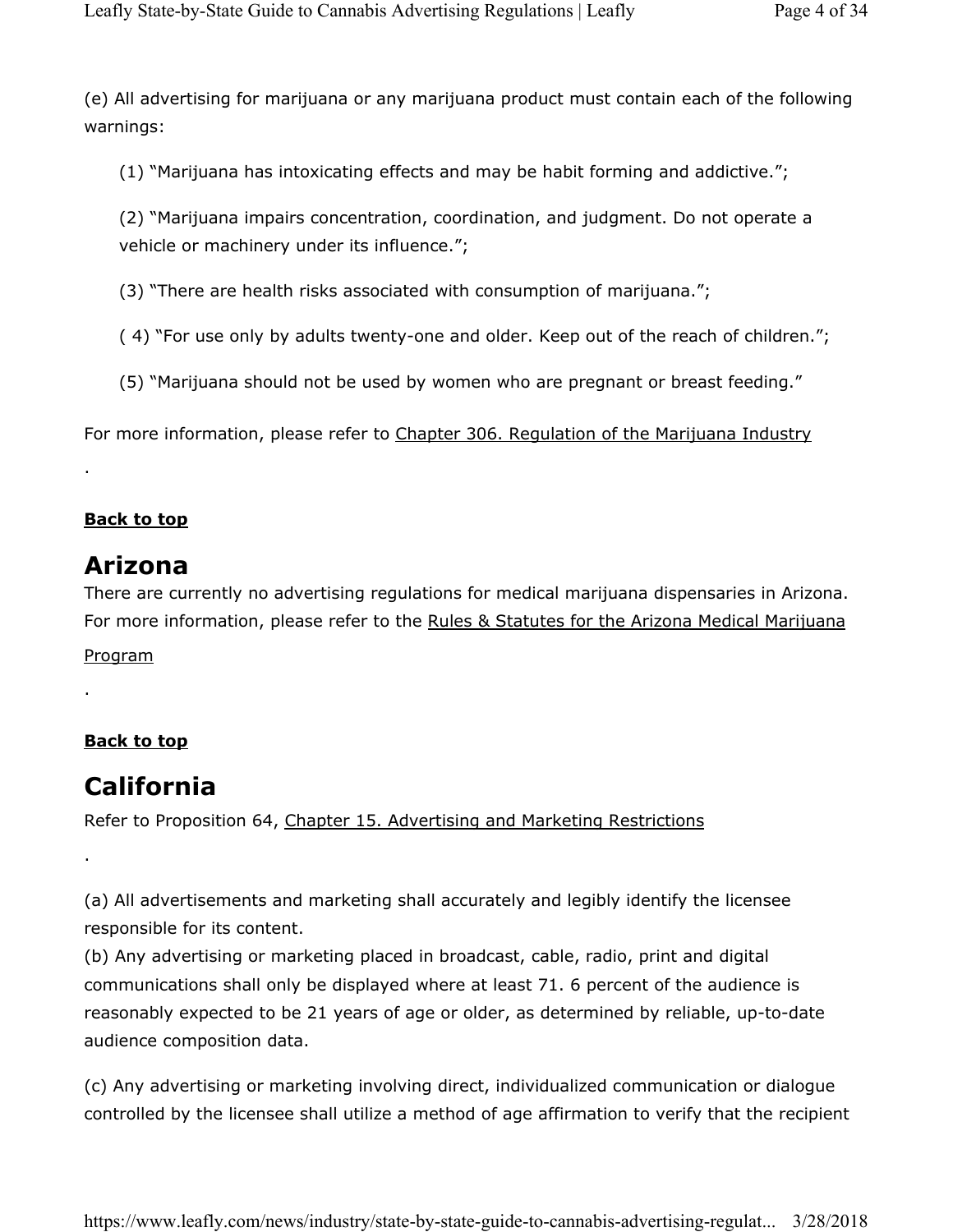(e) All advertising for marijuana or any marijuana product must contain each of the following warnings:

(1) "Marijuana has intoxicating effects and may be habit forming and addictive.";

(2) "Marijuana impairs concentration, coordination, and judgment. Do not operate a vehicle or machinery under its influence.";

(3) "There are health risks associated with consumption of marijuana.";

( 4) "For use only by adults twenty-one and older. Keep out of the reach of children.";

(5) "Marijuana should not be used by women who are pregnant or breast feeding."

For more information, please refer to Chapter 306. Regulation of the Marijuana Industry

.

**Back to top**

## Arizona

There are currently no advertising regulations for medical marijuana dispensaries in Arizona. For more information, please refer to the Rules & Statutes for the Arizona Medical Marijuana Program

.

**Back to top**

## California

Refer to Proposition 64, Chapter 15. Advertising and Marketing Restrictions

.

(a) All advertisements and marketing shall accurately and legibly identify the licensee responsible for its content.

(b) Any advertising or marketing placed in broadcast, cable, radio, print and digital communications shall only be displayed where at least 71. 6 percent of the audience is reasonably expected to be 21 years of age or older, as determined by reliable, up-to-date audience composition data.

(c) Any advertising or marketing involving direct, individualized communication or dialogue controlled by the licensee shall utilize a method of age affirmation to verify that the recipient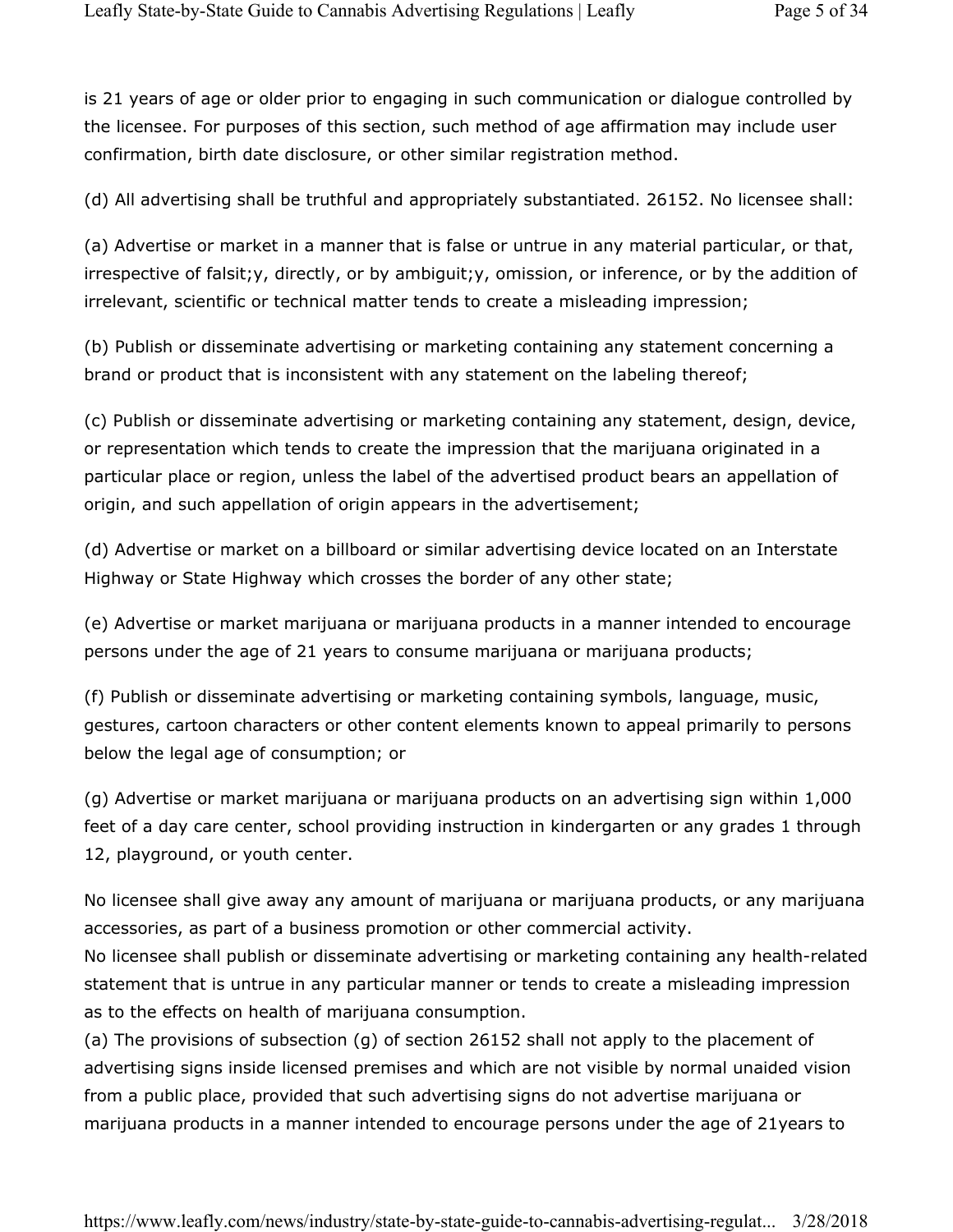is 21 years of age or older prior to engaging in such communication or dialogue controlled by the licensee. For purposes of this section, such method of age affirmation may include user confirmation, birth date disclosure, or other similar registration method.

(d) All advertising shall be truthful and appropriately substantiated. 26152. No licensee shall:

(a) Advertise or market in a manner that is false or untrue in any material particular, or that, irrespective of falsit;y, directly, or by ambiguit;y, omission, or inference, or by the addition of irrelevant, scientific or technical matter tends to create a misleading impression;

(b) Publish or disseminate advertising or marketing containing any statement concerning a brand or product that is inconsistent with any statement on the labeling thereof;

(c) Publish or disseminate advertising or marketing containing any statement, design, device, or representation which tends to create the impression that the marijuana originated in a particular place or region, unless the label of the advertised product bears an appellation of origin, and such appellation of origin appears in the advertisement;

(d) Advertise or market on a billboard or similar advertising device located on an Interstate Highway or State Highway which crosses the border of any other state;

(e) Advertise or market marijuana or marijuana products in a manner intended to encourage persons under the age of 21 years to consume marijuana or marijuana products;

(f) Publish or disseminate advertising or marketing containing symbols, language, music, gestures, cartoon characters or other content elements known to appeal primarily to persons below the legal age of consumption; or

(g) Advertise or market marijuana or marijuana products on an advertising sign within 1,000 feet of a day care center, school providing instruction in kindergarten or any grades 1 through 12, playground, or youth center.

No licensee shall give away any amount of marijuana or marijuana products, or any marijuana accessories, as part of a business promotion or other commercial activity.
No licensee shall publish or disseminate advertising or marketing containing any health-related statement that is untrue in any particular manner or tends to create a misleading impression as to the effects on health of marijuana consumption.
(a) The provisions of subsection (g) of section 26152 shall not apply to the placement of advertising signs inside licensed premises and which are not visible by normal unaided vision from a public place, provided that such advertising signs do not advertise marijuana or marijuana products in a manner intended to encourage persons under the age of 21years to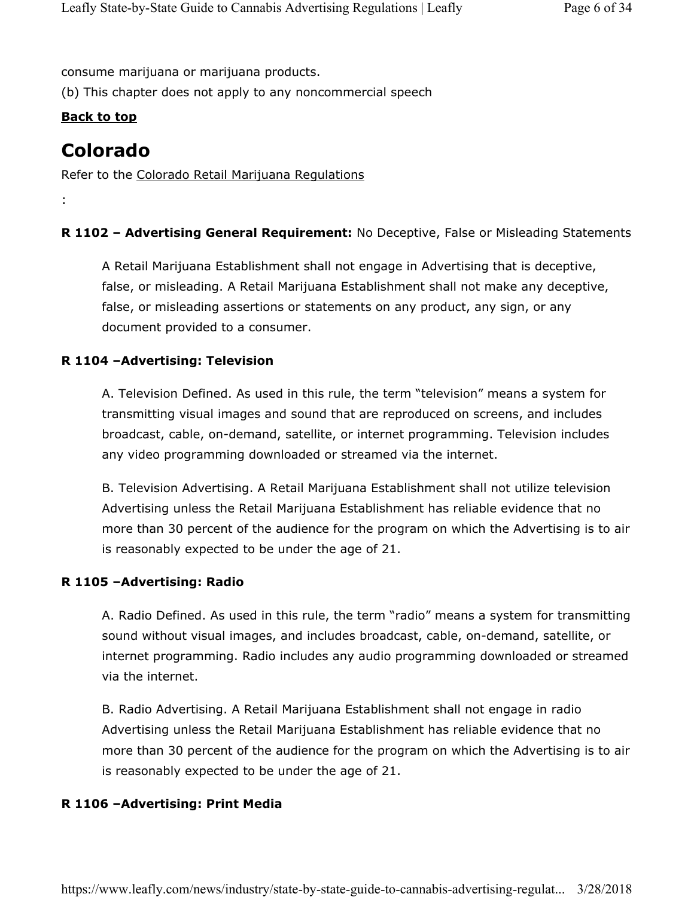consume marijuana or marijuana products.

(b) This chapter does not apply to any noncommercial speech

**Back to top**

# Colorado

Refer to the Colorado Retail Marijuana Regulations

:

**R 1102 – Advertising General Requirement:** No Deceptive, False or Misleading Statements

> A Retail Marijuana Establishment shall not engage in Advertising that is deceptive, false, or misleading. A Retail Marijuana Establishment shall not make any deceptive, false, or misleading assertions or statements on any product, any sign, or any document provided to a consumer.

**R 1104 –Advertising: Television**

> A. Television Defined. As used in this rule, the term "television" means a system for transmitting visual images and sound that are reproduced on screens, and includes broadcast, cable, on-demand, satellite, or internet programming. Television includes any video programming downloaded or streamed via the internet.
>
> B. Television Advertising. A Retail Marijuana Establishment shall not utilize television Advertising unless the Retail Marijuana Establishment has reliable evidence that no more than 30 percent of the audience for the program on which the Advertising is to air is reasonably expected to be under the age of 21.

**R 1105 –Advertising: Radio**

> A. Radio Defined. As used in this rule, the term "radio" means a system for transmitting sound without visual images, and includes broadcast, cable, on-demand, satellite, or internet programming. Radio includes any audio programming downloaded or streamed via the internet.
>
> B. Radio Advertising. A Retail Marijuana Establishment shall not engage in radio Advertising unless the Retail Marijuana Establishment has reliable evidence that no more than 30 percent of the audience for the program on which the Advertising is to air is reasonably expected to be under the age of 21.

**R 1106 –Advertising: Print Media**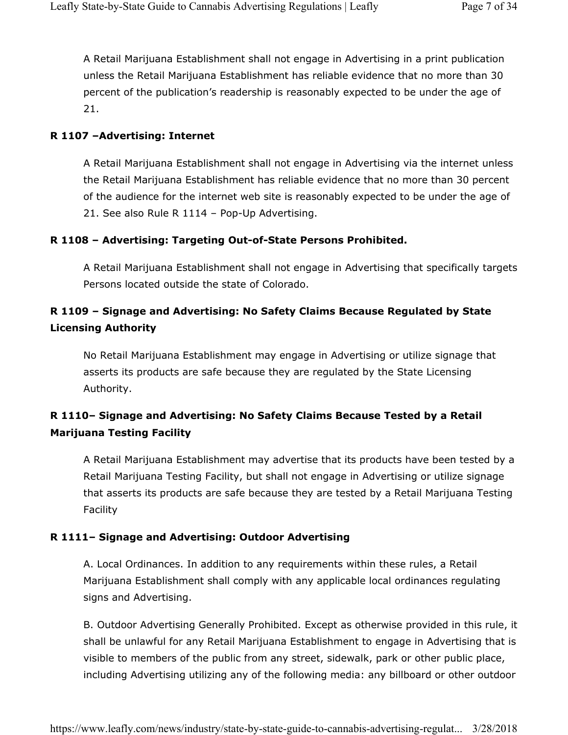A Retail Marijuana Establishment shall not engage in Advertising in a print publication unless the Retail Marijuana Establishment has reliable evidence that no more than 30 percent of the publication's readership is reasonably expected to be under the age of 21.

**R 1107 –Advertising: Internet**

A Retail Marijuana Establishment shall not engage in Advertising via the internet unless the Retail Marijuana Establishment has reliable evidence that no more than 30 percent of the audience for the internet web site is reasonably expected to be under the age of 21. See also Rule R 1114 – Pop-Up Advertising.

**R 1108 – Advertising: Targeting Out-of-State Persons Prohibited.**

A Retail Marijuana Establishment shall not engage in Advertising that specifically targets Persons located outside the state of Colorado.

**R 1109 – Signage and Advertising: No Safety Claims Because Regulated by State Licensing Authority**

No Retail Marijuana Establishment may engage in Advertising or utilize signage that asserts its products are safe because they are regulated by the State Licensing Authority.

**R 1110– Signage and Advertising: No Safety Claims Because Tested by a Retail Marijuana Testing Facility**

A Retail Marijuana Establishment may advertise that its products have been tested by a Retail Marijuana Testing Facility, but shall not engage in Advertising or utilize signage that asserts its products are safe because they are tested by a Retail Marijuana Testing Facility

**R 1111– Signage and Advertising: Outdoor Advertising**

A. Local Ordinances. In addition to any requirements within these rules, a Retail Marijuana Establishment shall comply with any applicable local ordinances regulating signs and Advertising.

B. Outdoor Advertising Generally Prohibited. Except as otherwise provided in this rule, it shall be unlawful for any Retail Marijuana Establishment to engage in Advertising that is visible to members of the public from any street, sidewalk, park or other public place, including Advertising utilizing any of the following media: any billboard or other outdoor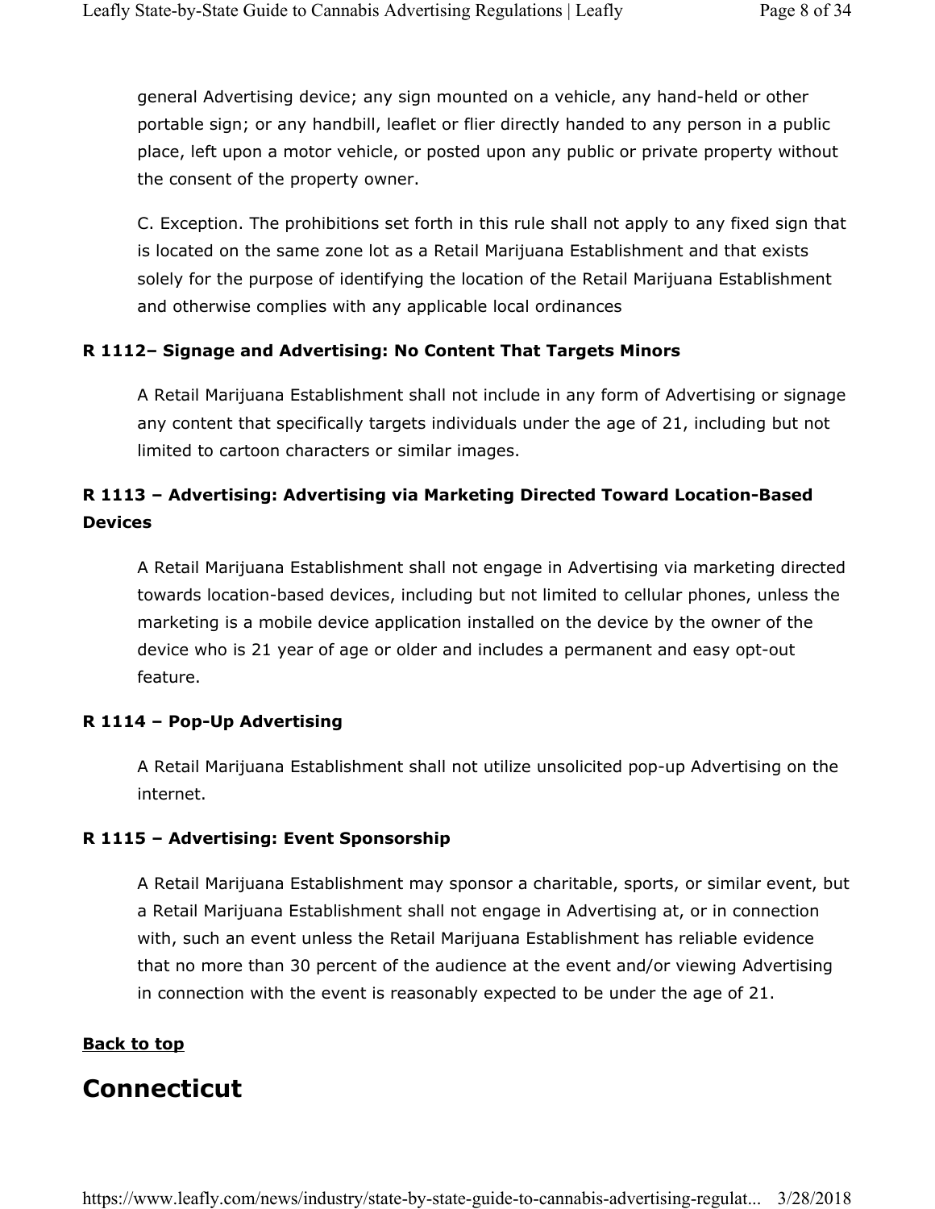general Advertising device; any sign mounted on a vehicle, any hand-held or other portable sign; or any handbill, leaflet or flier directly handed to any person in a public place, left upon a motor vehicle, or posted upon any public or private property without the consent of the property owner.

C. Exception. The prohibitions set forth in this rule shall not apply to any fixed sign that is located on the same zone lot as a Retail Marijuana Establishment and that exists solely for the purpose of identifying the location of the Retail Marijuana Establishment and otherwise complies with any applicable local ordinances

**R 1112– Signage and Advertising: No Content That Targets Minors**

A Retail Marijuana Establishment shall not include in any form of Advertising or signage any content that specifically targets individuals under the age of 21, including but not limited to cartoon characters or similar images.

**R 1113 – Advertising: Advertising via Marketing Directed Toward Location-Based Devices**

A Retail Marijuana Establishment shall not engage in Advertising via marketing directed towards location-based devices, including but not limited to cellular phones, unless the marketing is a mobile device application installed on the device by the owner of the device who is 21 year of age or older and includes a permanent and easy opt-out feature.

**R 1114 – Pop-Up Advertising**

A Retail Marijuana Establishment shall not utilize unsolicited pop-up Advertising on the internet.

**R 1115 – Advertising: Event Sponsorship**

A Retail Marijuana Establishment may sponsor a charitable, sports, or similar event, but a Retail Marijuana Establishment shall not engage in Advertising at, or in connection with, such an event unless the Retail Marijuana Establishment has reliable evidence that no more than 30 percent of the audience at the event and/or viewing Advertising in connection with the event is reasonably expected to be under the age of 21.

**Back to top**

# Connecticut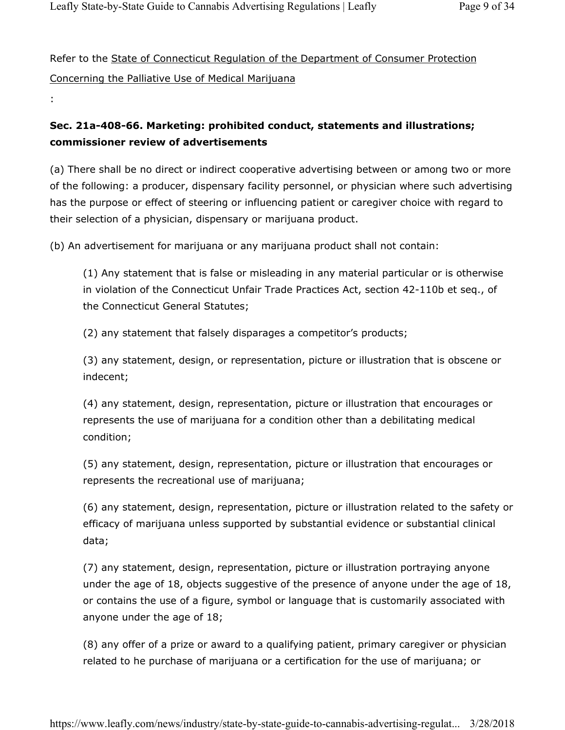Refer to the State of Connecticut Regulation of the Department of Consumer Protection Concerning the Palliative Use of Medical Marijuana

:

**Sec. 21a-408-66. Marketing: prohibited conduct, statements and illustrations; commissioner review of advertisements**

(a) There shall be no direct or indirect cooperative advertising between or among two or more of the following: a producer, dispensary facility personnel, or physician where such advertising has the purpose or effect of steering or influencing patient or caregiver choice with regard to their selection of a physician, dispensary or marijuana product.

(b) An advertisement for marijuana or any marijuana product shall not contain:

> (1) Any statement that is false or misleading in any material particular or is otherwise in violation of the Connecticut Unfair Trade Practices Act, section 42-110b et seq., of the Connecticut General Statutes;
>
> (2) any statement that falsely disparages a competitor's products;
>
> (3) any statement, design, or representation, picture or illustration that is obscene or indecent;
>
> (4) any statement, design, representation, picture or illustration that encourages or represents the use of marijuana for a condition other than a debilitating medical condition;
>
> (5) any statement, design, representation, picture or illustration that encourages or represents the recreational use of marijuana;
>
> (6) any statement, design, representation, picture or illustration related to the safety or efficacy of marijuana unless supported by substantial evidence or substantial clinical data;
>
> (7) any statement, design, representation, picture or illustration portraying anyone under the age of 18, objects suggestive of the presence of anyone under the age of 18, or contains the use of a figure, symbol or language that is customarily associated with anyone under the age of 18;
>
> (8) any offer of a prize or award to a qualifying patient, primary caregiver or physician related to he purchase of marijuana or a certification for the use of marijuana; or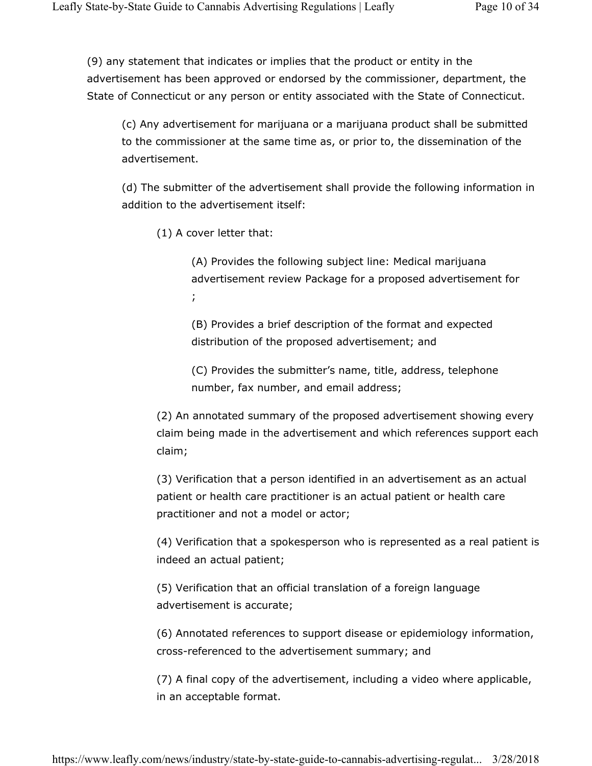(9) any statement that indicates or implies that the product or entity in the advertisement has been approved or endorsed by the commissioner, department, the State of Connecticut or any person or entity associated with the State of Connecticut.

(c) Any advertisement for marijuana or a marijuana product shall be submitted to the commissioner at the same time as, or prior to, the dissemination of the advertisement.

(d) The submitter of the advertisement shall provide the following information in addition to the advertisement itself:

(1) A cover letter that:

(A) Provides the following subject line: Medical marijuana advertisement review Package for a proposed advertisement for ;

(B) Provides a brief description of the format and expected distribution of the proposed advertisement; and

(C) Provides the submitter's name, title, address, telephone number, fax number, and email address;

(2) An annotated summary of the proposed advertisement showing every claim being made in the advertisement and which references support each claim;

(3) Verification that a person identified in an advertisement as an actual patient or health care practitioner is an actual patient or health care practitioner and not a model or actor;

(4) Verification that a spokesperson who is represented as a real patient is indeed an actual patient;

(5) Verification that an official translation of a foreign language advertisement is accurate;

(6) Annotated references to support disease or epidemiology information, cross-referenced to the advertisement summary; and

(7) A final copy of the advertisement, including a video where applicable, in an acceptable format.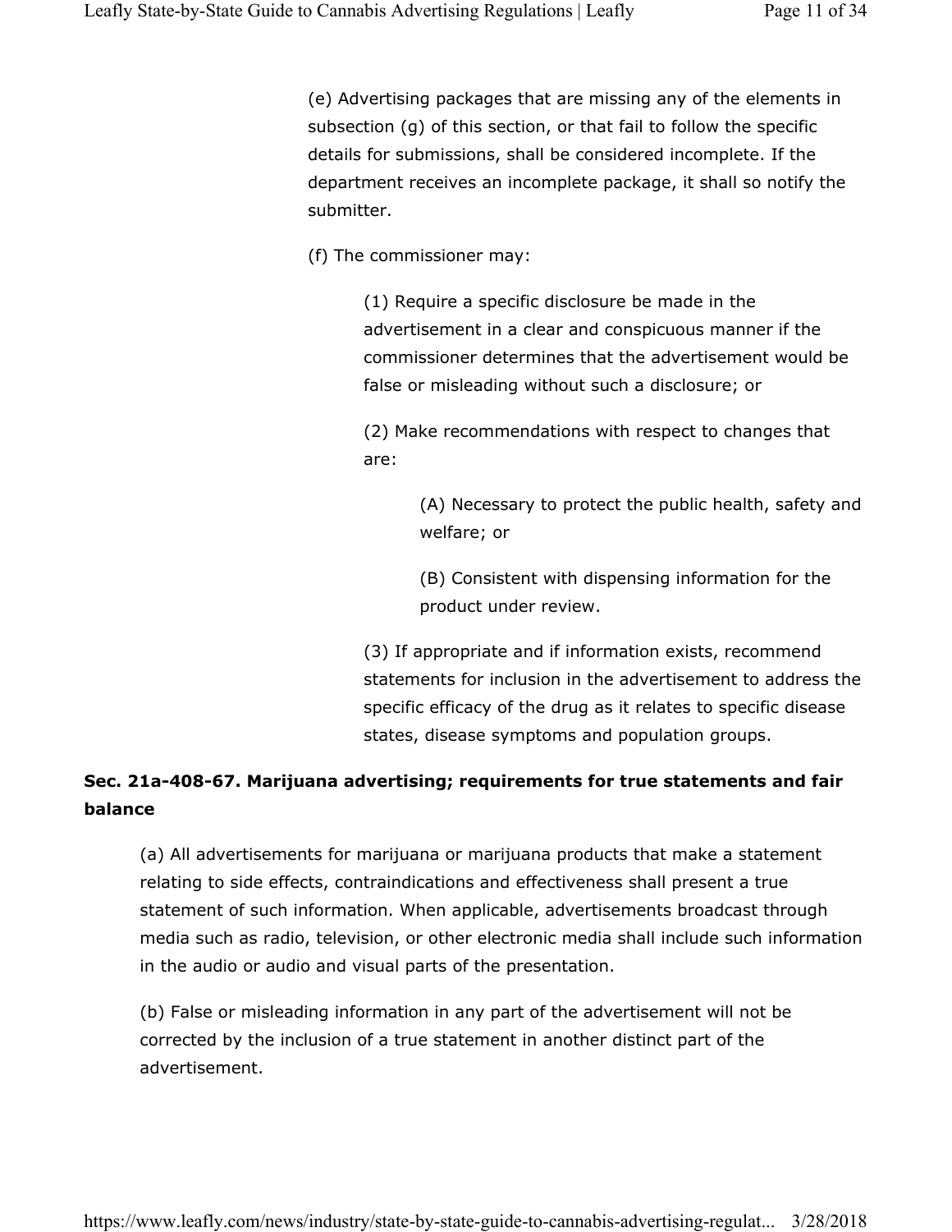(e) Advertising packages that are missing any of the elements in subsection (g) of this section, or that fail to follow the specific details for submissions, shall be considered incomplete. If the department receives an incomplete package, it shall so notify the submitter.

(f) The commissioner may:

(1) Require a specific disclosure be made in the advertisement in a clear and conspicuous manner if the commissioner determines that the advertisement would be false or misleading without such a disclosure; or

(2) Make recommendations with respect to changes that are:

(A) Necessary to protect the public health, safety and welfare; or

(B) Consistent with dispensing information for the product under review.

(3) If appropriate and if information exists, recommend statements for inclusion in the advertisement to address the specific efficacy of the drug as it relates to specific disease states, disease symptoms and population groups.

**Sec. 21a-408-67. Marijuana advertising; requirements for true statements and fair balance**

(a) All advertisements for marijuana or marijuana products that make a statement relating to side effects, contraindications and effectiveness shall present a true statement of such information. When applicable, advertisements broadcast through media such as radio, television, or other electronic media shall include such information in the audio or audio and visual parts of the presentation.

(b) False or misleading information in any part of the advertisement will not be corrected by the inclusion of a true statement in another distinct part of the advertisement.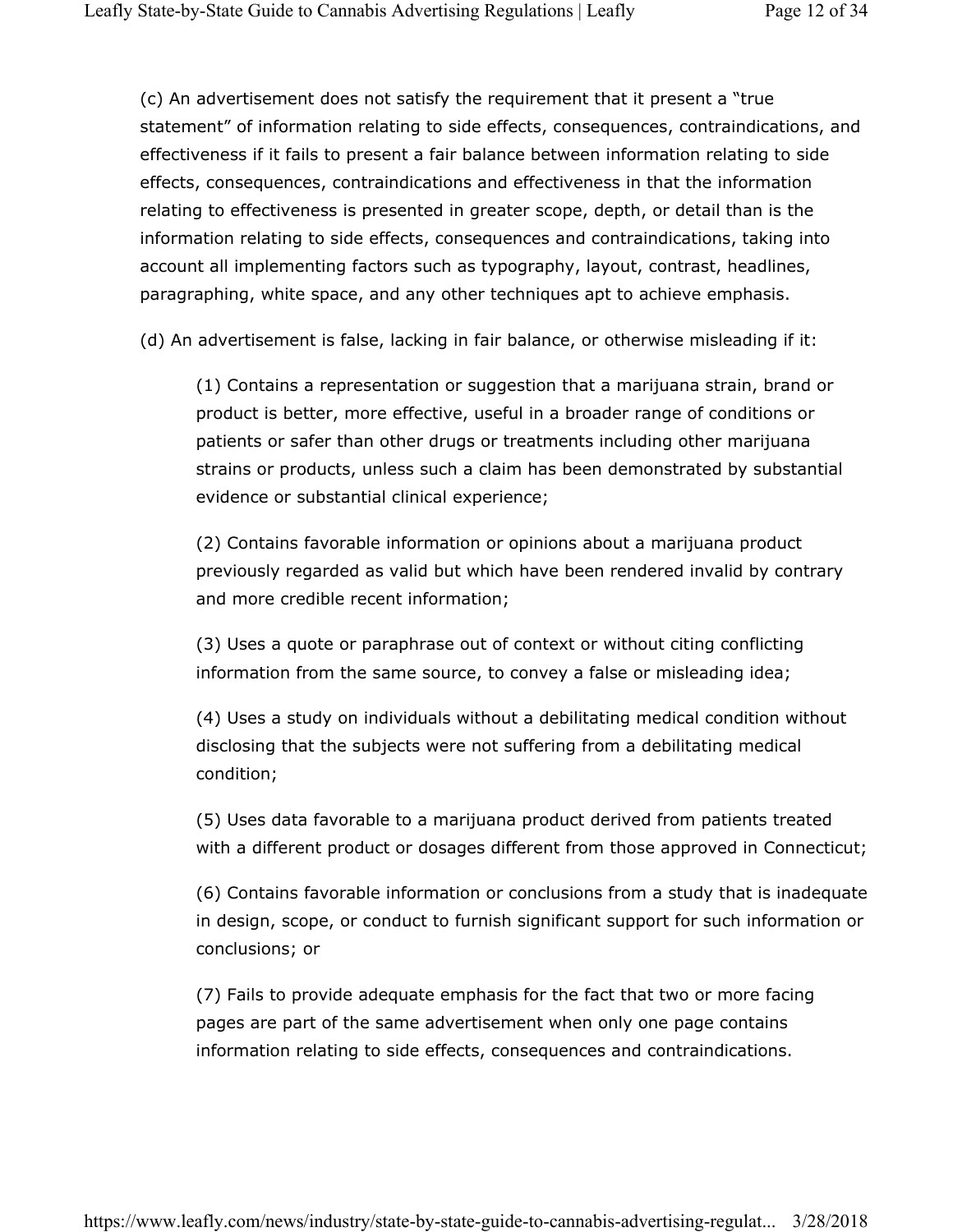(c) An advertisement does not satisfy the requirement that it present a "true statement" of information relating to side effects, consequences, contraindications, and effectiveness if it fails to present a fair balance between information relating to side effects, consequences, contraindications and effectiveness in that the information relating to effectiveness is presented in greater scope, depth, or detail than is the information relating to side effects, consequences and contraindications, taking into account all implementing factors such as typography, layout, contrast, headlines, paragraphing, white space, and any other techniques apt to achieve emphasis.

(d) An advertisement is false, lacking in fair balance, or otherwise misleading if it:

> (1) Contains a representation or suggestion that a marijuana strain, brand or product is better, more effective, useful in a broader range of conditions or patients or safer than other drugs or treatments including other marijuana strains or products, unless such a claim has been demonstrated by substantial evidence or substantial clinical experience;
>
> (2) Contains favorable information or opinions about a marijuana product previously regarded as valid but which have been rendered invalid by contrary and more credible recent information;
>
> (3) Uses a quote or paraphrase out of context or without citing conflicting information from the same source, to convey a false or misleading idea;
>
> (4) Uses a study on individuals without a debilitating medical condition without disclosing that the subjects were not suffering from a debilitating medical condition;
>
> (5) Uses data favorable to a marijuana product derived from patients treated with a different product or dosages different from those approved in Connecticut;
>
> (6) Contains favorable information or conclusions from a study that is inadequate in design, scope, or conduct to furnish significant support for such information or conclusions; or
>
> (7) Fails to provide adequate emphasis for the fact that two or more facing pages are part of the same advertisement when only one page contains information relating to side effects, consequences and contraindications.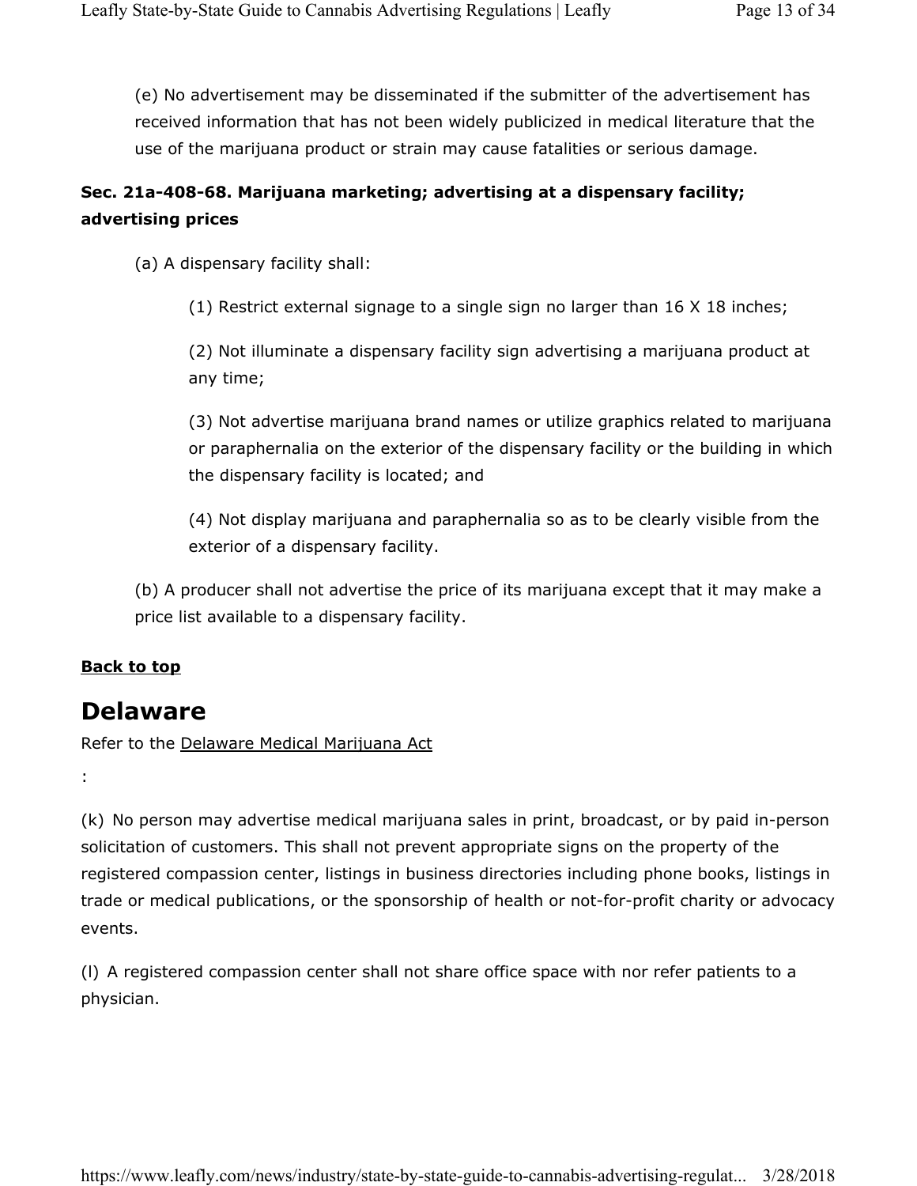(e) No advertisement may be disseminated if the submitter of the advertisement has received information that has not been widely publicized in medical literature that the use of the marijuana product or strain may cause fatalities or serious damage.

**Sec. 21a-408-68. Marijuana marketing; advertising at a dispensary facility; advertising prices**

(a) A dispensary facility shall:

(1) Restrict external signage to a single sign no larger than 16 X 18 inches;

(2) Not illuminate a dispensary facility sign advertising a marijuana product at any time;

(3) Not advertise marijuana brand names or utilize graphics related to marijuana or paraphernalia on the exterior of the dispensary facility or the building in which the dispensary facility is located; and

(4) Not display marijuana and paraphernalia so as to be clearly visible from the exterior of a dispensary facility.

(b) A producer shall not advertise the price of its marijuana except that it may make a price list available to a dispensary facility.

**Back to top**

## Delaware

Refer to the Delaware Medical Marijuana Act

:

(k) No person may advertise medical marijuana sales in print, broadcast, or by paid in-person solicitation of customers. This shall not prevent appropriate signs on the property of the registered compassion center, listings in business directories including phone books, listings in trade or medical publications, or the sponsorship of health or not-for-profit charity or advocacy events.

(l) A registered compassion center shall not share office space with nor refer patients to a physician.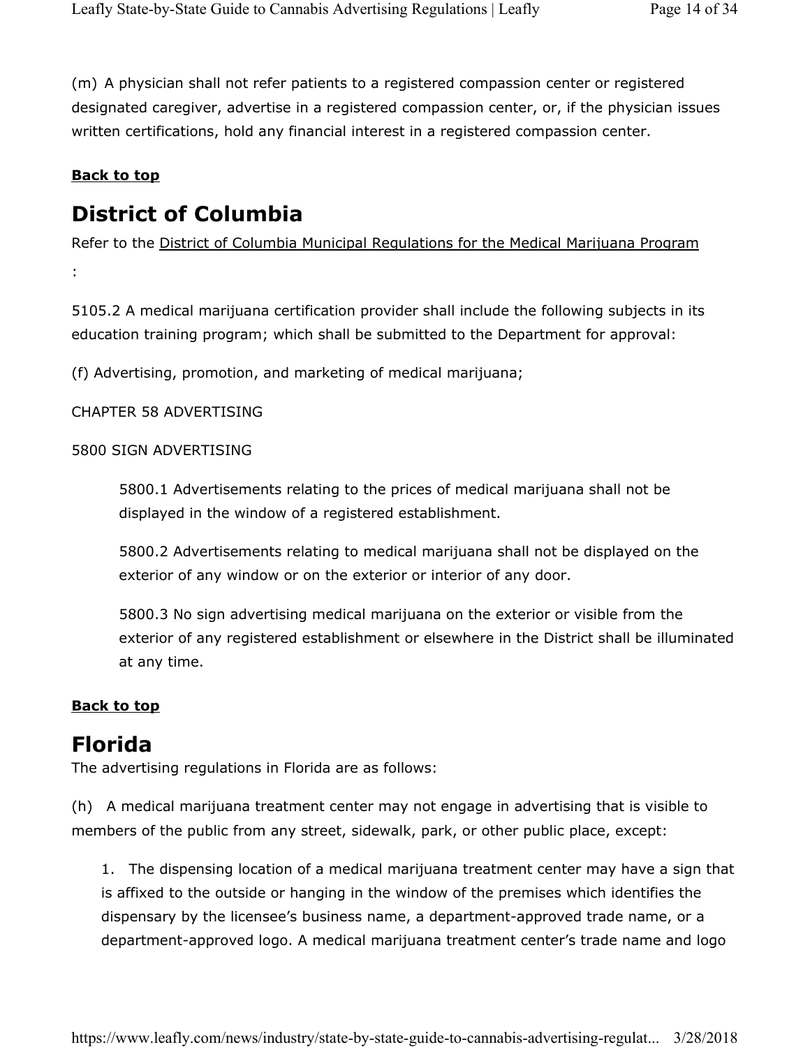(m) A physician shall not refer patients to a registered compassion center or registered designated caregiver, advertise in a registered compassion center, or, if the physician issues written certifications, hold any financial interest in a registered compassion center.

**Back to top**

## District of Columbia

Refer to the District of Columbia Municipal Regulations for the Medical Marijuana Program :

5105.2 A medical marijuana certification provider shall include the following subjects in its education training program; which shall be submitted to the Department for approval:

(f) Advertising, promotion, and marketing of medical marijuana;

CHAPTER 58 ADVERTISING

5800 SIGN ADVERTISING

> 5800.1 Advertisements relating to the prices of medical marijuana shall not be displayed in the window of a registered establishment.
>
> 5800.2 Advertisements relating to medical marijuana shall not be displayed on the exterior of any window or on the exterior or interior of any door.
>
> 5800.3 No sign advertising medical marijuana on the exterior or visible from the exterior of any registered establishment or elsewhere in the District shall be illuminated at any time.

**Back to top**

## Florida

The advertising regulations in Florida are as follows:

(h) A medical marijuana treatment center may not engage in advertising that is visible to members of the public from any street, sidewalk, park, or other public place, except:

> 1. The dispensing location of a medical marijuana treatment center may have a sign that is affixed to the outside or hanging in the window of the premises which identifies the dispensary by the licensee's business name, a department-approved trade name, or a department-approved logo. A medical marijuana treatment center's trade name and logo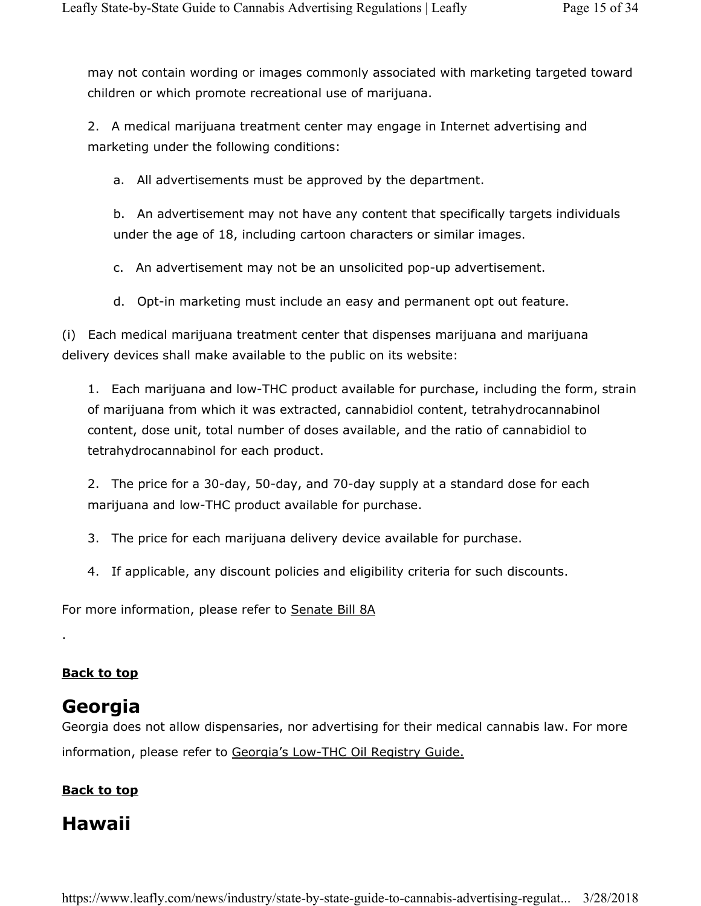may not contain wording or images commonly associated with marketing targeted toward children or which promote recreational use of marijuana.

2. A medical marijuana treatment center may engage in Internet advertising and marketing under the following conditions:

   a. All advertisements must be approved by the department.

   b. An advertisement may not have any content that specifically targets individuals under the age of 18, including cartoon characters or similar images.

   c. An advertisement may not be an unsolicited pop-up advertisement.

   d. Opt-in marketing must include an easy and permanent opt out feature.

(i) Each medical marijuana treatment center that dispenses marijuana and marijuana delivery devices shall make available to the public on its website:

1. Each marijuana and low-THC product available for purchase, including the form, strain of marijuana from which it was extracted, cannabidiol content, tetrahydrocannabinol content, dose unit, total number of doses available, and the ratio of cannabidiol to tetrahydrocannabinol for each product.

2. The price for a 30-day, 50-day, and 70-day supply at a standard dose for each marijuana and low-THC product available for purchase.

3. The price for each marijuana delivery device available for purchase.

4. If applicable, any discount policies and eligibility criteria for such discounts.

For more information, please refer to Senate Bill 8A

.

**Back to top**

## Georgia

Georgia does not allow dispensaries, nor advertising for their medical cannabis law. For more information, please refer to Georgia's Low-THC Oil Registry Guide.

**Back to top**

## Hawaii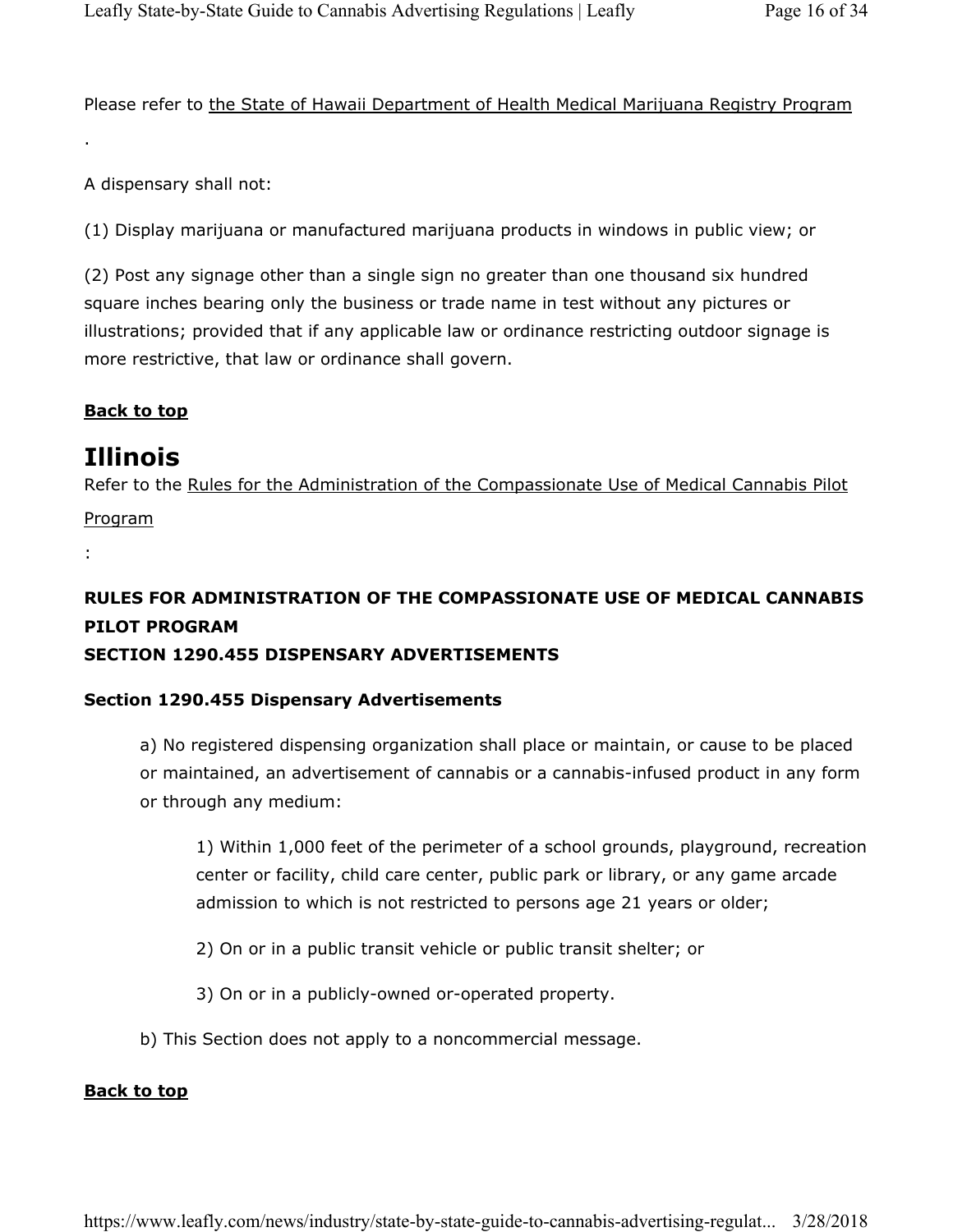Please refer to the State of Hawaii Department of Health Medical Marijuana Registry Program

.

A dispensary shall not:

(1) Display marijuana or manufactured marijuana products in windows in public view; or

(2) Post any signage other than a single sign no greater than one thousand six hundred square inches bearing only the business or trade name in test without any pictures or illustrations; provided that if any applicable law or ordinance restricting outdoor signage is more restrictive, that law or ordinance shall govern.

**Back to top**

# Illinois

Refer to the Rules for the Administration of the Compassionate Use of Medical Cannabis Pilot Program

:

**RULES FOR ADMINISTRATION OF THE COMPASSIONATE USE OF MEDICAL CANNABIS PILOT PROGRAM**
**SECTION 1290.455 DISPENSARY ADVERTISEMENTS**

**Section 1290.455 Dispensary Advertisements**

a) No registered dispensing organization shall place or maintain, or cause to be placed or maintained, an advertisement of cannabis or a cannabis-infused product in any form or through any medium:

1) Within 1,000 feet of the perimeter of a school grounds, playground, recreation center or facility, child care center, public park or library, or any game arcade admission to which is not restricted to persons age 21 years or older;

2) On or in a public transit vehicle or public transit shelter; or

3) On or in a publicly-owned or-operated property.

b) This Section does not apply to a noncommercial message.

**Back to top**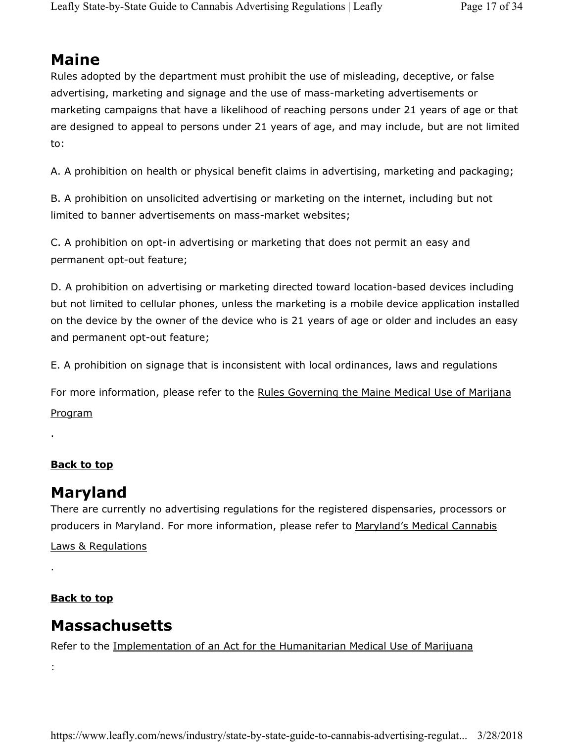## Maine

Rules adopted by the department must prohibit the use of misleading, deceptive, or false advertising, marketing and signage and the use of mass-marketing advertisements or marketing campaigns that have a likelihood of reaching persons under 21 years of age or that are designed to appeal to persons under 21 years of age, and may include, but are not limited to:

A. A prohibition on health or physical benefit claims in advertising, marketing and packaging;

B. A prohibition on unsolicited advertising or marketing on the internet, including but not limited to banner advertisements on mass-market websites;

C. A prohibition on opt-in advertising or marketing that does not permit an easy and permanent opt-out feature;

D. A prohibition on advertising or marketing directed toward location-based devices including but not limited to cellular phones, unless the marketing is a mobile device application installed on the device by the owner of the device who is 21 years of age or older and includes an easy and permanent opt-out feature;

E. A prohibition on signage that is inconsistent with local ordinances, laws and regulations

For more information, please refer to the Rules Governing the Maine Medical Use of Marijana Program

.

**Back to top**

## Maryland

There are currently no advertising regulations for the registered dispensaries, processors or producers in Maryland. For more information, please refer to Maryland's Medical Cannabis Laws & Regulations

.

**Back to top**

## Massachusetts

Refer to the Implementation of an Act for the Humanitarian Medical Use of Marijuana

: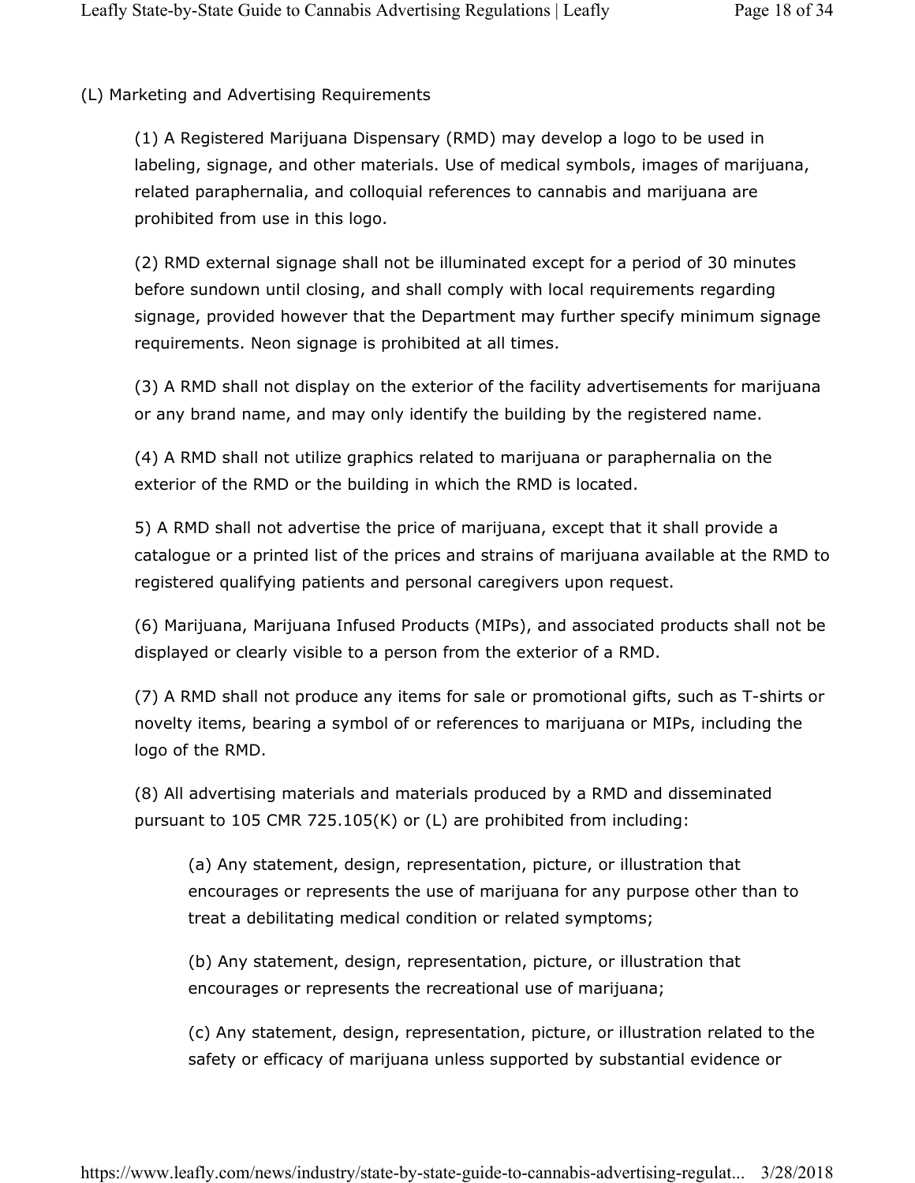(L) Marketing and Advertising Requirements

(1) A Registered Marijuana Dispensary (RMD) may develop a logo to be used in labeling, signage, and other materials. Use of medical symbols, images of marijuana, related paraphernalia, and colloquial references to cannabis and marijuana are prohibited from use in this logo.

(2) RMD external signage shall not be illuminated except for a period of 30 minutes before sundown until closing, and shall comply with local requirements regarding signage, provided however that the Department may further specify minimum signage requirements. Neon signage is prohibited at all times.

(3) A RMD shall not display on the exterior of the facility advertisements for marijuana or any brand name, and may only identify the building by the registered name.

(4) A RMD shall not utilize graphics related to marijuana or paraphernalia on the exterior of the RMD or the building in which the RMD is located.

5) A RMD shall not advertise the price of marijuana, except that it shall provide a catalogue or a printed list of the prices and strains of marijuana available at the RMD to registered qualifying patients and personal caregivers upon request.

(6) Marijuana, Marijuana Infused Products (MIPs), and associated products shall not be displayed or clearly visible to a person from the exterior of a RMD.

(7) A RMD shall not produce any items for sale or promotional gifts, such as T-shirts or novelty items, bearing a symbol of or references to marijuana or MIPs, including the logo of the RMD.

(8) All advertising materials and materials produced by a RMD and disseminated pursuant to 105 CMR 725.105(K) or (L) are prohibited from including:

> (a) Any statement, design, representation, picture, or illustration that encourages or represents the use of marijuana for any purpose other than to treat a debilitating medical condition or related symptoms;
>
> (b) Any statement, design, representation, picture, or illustration that encourages or represents the recreational use of marijuana;
>
> (c) Any statement, design, representation, picture, or illustration related to the safety or efficacy of marijuana unless supported by substantial evidence or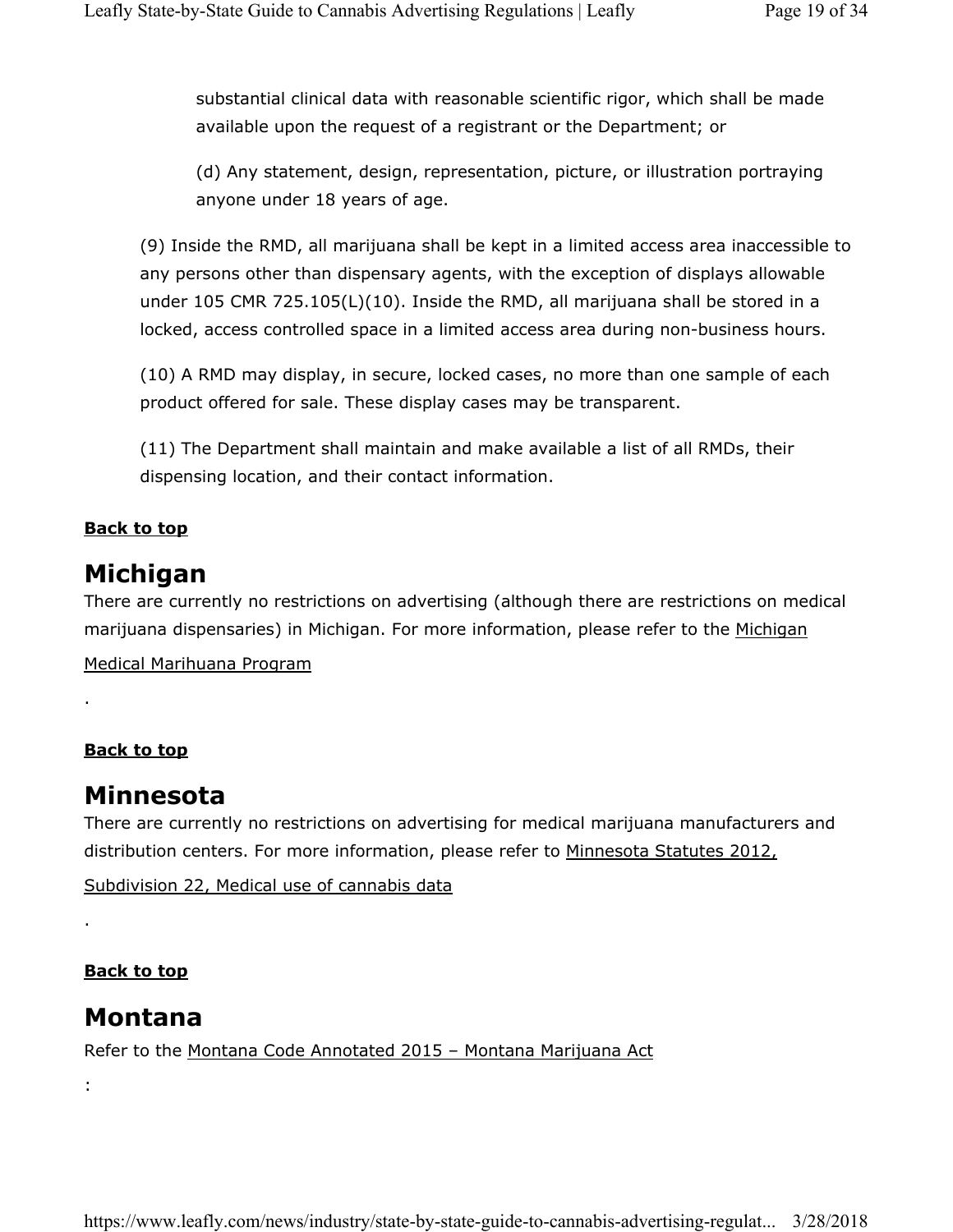substantial clinical data with reasonable scientific rigor, which shall be made available upon the request of a registrant or the Department; or

(d) Any statement, design, representation, picture, or illustration portraying anyone under 18 years of age.

(9) Inside the RMD, all marijuana shall be kept in a limited access area inaccessible to any persons other than dispensary agents, with the exception of displays allowable under 105 CMR 725.105(L)(10). Inside the RMD, all marijuana shall be stored in a locked, access controlled space in a limited access area during non-business hours.

(10) A RMD may display, in secure, locked cases, no more than one sample of each product offered for sale. These display cases may be transparent.

(11) The Department shall maintain and make available a list of all RMDs, their dispensing location, and their contact information.

**Back to top**

## Michigan

There are currently no restrictions on advertising (although there are restrictions on medical marijuana dispensaries) in Michigan. For more information, please refer to the Michigan Medical Marihuana Program

.

**Back to top**

## Minnesota

There are currently no restrictions on advertising for medical marijuana manufacturers and distribution centers. For more information, please refer to Minnesota Statutes 2012, Subdivision 22, Medical use of cannabis data

.

**Back to top**

## Montana

Refer to the Montana Code Annotated 2015 – Montana Marijuana Act

: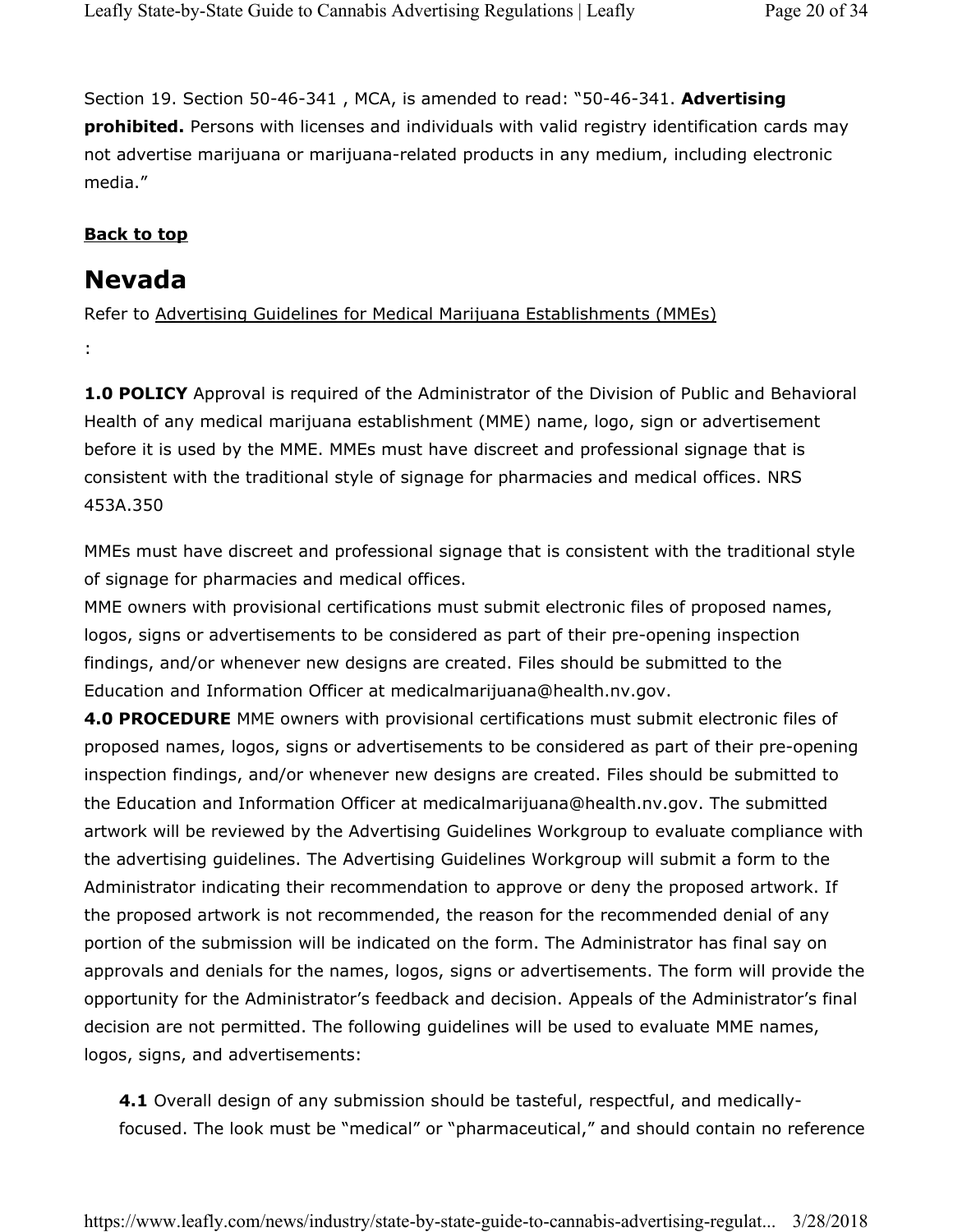Section 19. Section 50-46-341 , MCA, is amended to read: "50-46-341. **Advertising prohibited.** Persons with licenses and individuals with valid registry identification cards may not advertise marijuana or marijuana-related products in any medium, including electronic media."

**Back to top**

## Nevada

Refer to Advertising Guidelines for Medical Marijuana Establishments (MMEs)

:

**1.0 POLICY** Approval is required of the Administrator of the Division of Public and Behavioral Health of any medical marijuana establishment (MME) name, logo, sign or advertisement before it is used by the MME. MMEs must have discreet and professional signage that is consistent with the traditional style of signage for pharmacies and medical offices. NRS 453A.350

MMEs must have discreet and professional signage that is consistent with the traditional style of signage for pharmacies and medical offices.
MME owners with provisional certifications must submit electronic files of proposed names, logos, signs or advertisements to be considered as part of their pre-opening inspection findings, and/or whenever new designs are created. Files should be submitted to the Education and Information Officer at medicalmarijuana@health.nv.gov.
**4.0 PROCEDURE** MME owners with provisional certifications must submit electronic files of proposed names, logos, signs or advertisements to be considered as part of their pre-opening inspection findings, and/or whenever new designs are created. Files should be submitted to the Education and Information Officer at medicalmarijuana@health.nv.gov. The submitted artwork will be reviewed by the Advertising Guidelines Workgroup to evaluate compliance with the advertising guidelines. The Advertising Guidelines Workgroup will submit a form to the Administrator indicating their recommendation to approve or deny the proposed artwork. If the proposed artwork is not recommended, the reason for the recommended denial of any portion of the submission will be indicated on the form. The Administrator has final say on approvals and denials for the names, logos, signs or advertisements. The form will provide the opportunity for the Administrator's feedback and decision. Appeals of the Administrator's final decision are not permitted. The following guidelines will be used to evaluate MME names, logos, signs, and advertisements:

> **4.1** Overall design of any submission should be tasteful, respectful, and medically-focused. The look must be "medical" or "pharmaceutical," and should contain no reference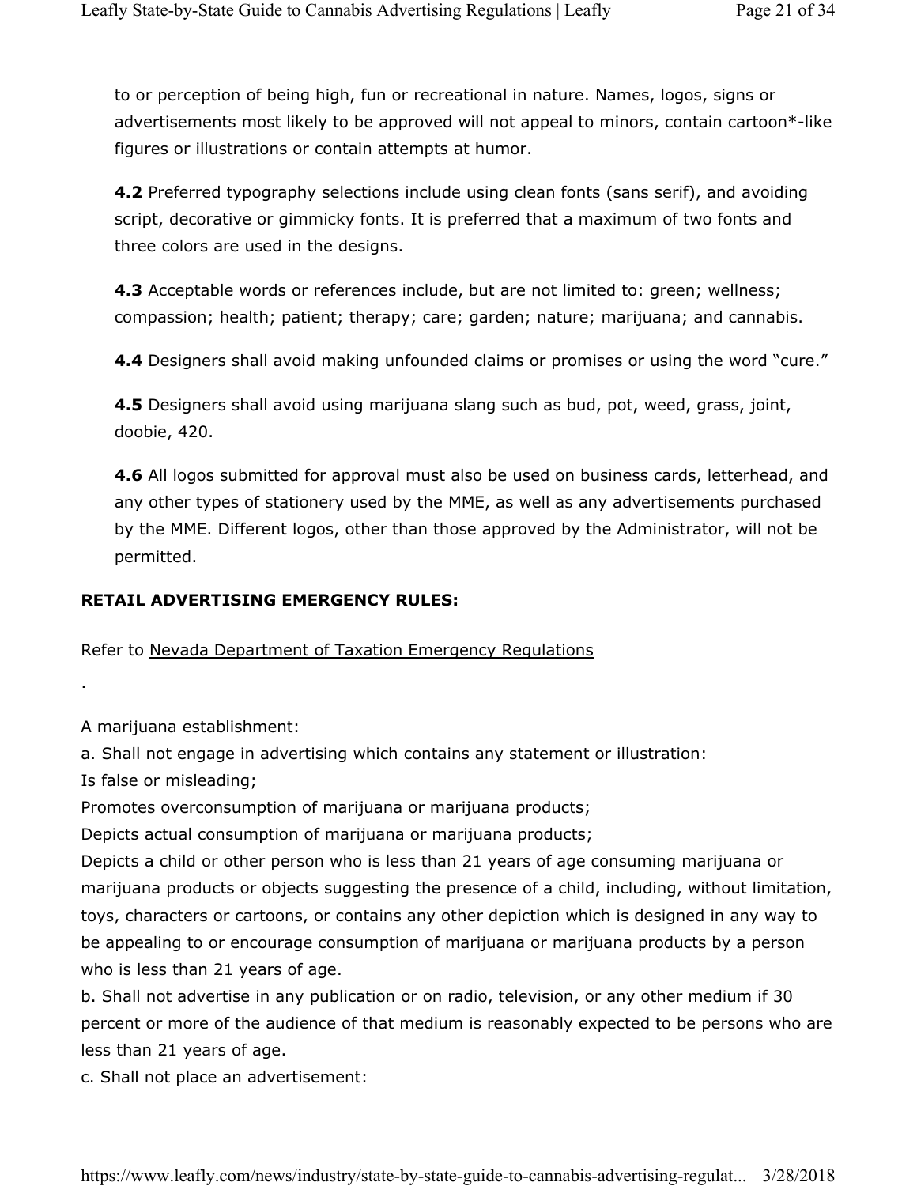to or perception of being high, fun or recreational in nature. Names, logos, signs or advertisements most likely to be approved will not appeal to minors, contain cartoon*-like figures or illustrations or contain attempts at humor.

**4.2** Preferred typography selections include using clean fonts (sans serif), and avoiding script, decorative or gimmicky fonts. It is preferred that a maximum of two fonts and three colors are used in the designs.

**4.3** Acceptable words or references include, but are not limited to: green; wellness; compassion; health; patient; therapy; care; garden; nature; marijuana; and cannabis.

**4.4** Designers shall avoid making unfounded claims or promises or using the word "cure."

**4.5** Designers shall avoid using marijuana slang such as bud, pot, weed, grass, joint, doobie, 420.

**4.6** All logos submitted for approval must also be used on business cards, letterhead, and any other types of stationery used by the MME, as well as any advertisements purchased by the MME. Different logos, other than those approved by the Administrator, will not be permitted.

**RETAIL ADVERTISING EMERGENCY RULES:**

Refer to Nevada Department of Taxation Emergency Regulations

.

A marijuana establishment:

a. Shall not engage in advertising which contains any statement or illustration:

Is false or misleading;

Promotes overconsumption of marijuana or marijuana products;

Depicts actual consumption of marijuana or marijuana products;

Depicts a child or other person who is less than 21 years of age consuming marijuana or marijuana products or objects suggesting the presence of a child, including, without limitation, toys, characters or cartoons, or contains any other depiction which is designed in any way to be appealing to or encourage consumption of marijuana or marijuana products by a person who is less than 21 years of age.

b. Shall not advertise in any publication or on radio, television, or any other medium if 30 percent or more of the audience of that medium is reasonably expected to be persons who are less than 21 years of age.

c. Shall not place an advertisement: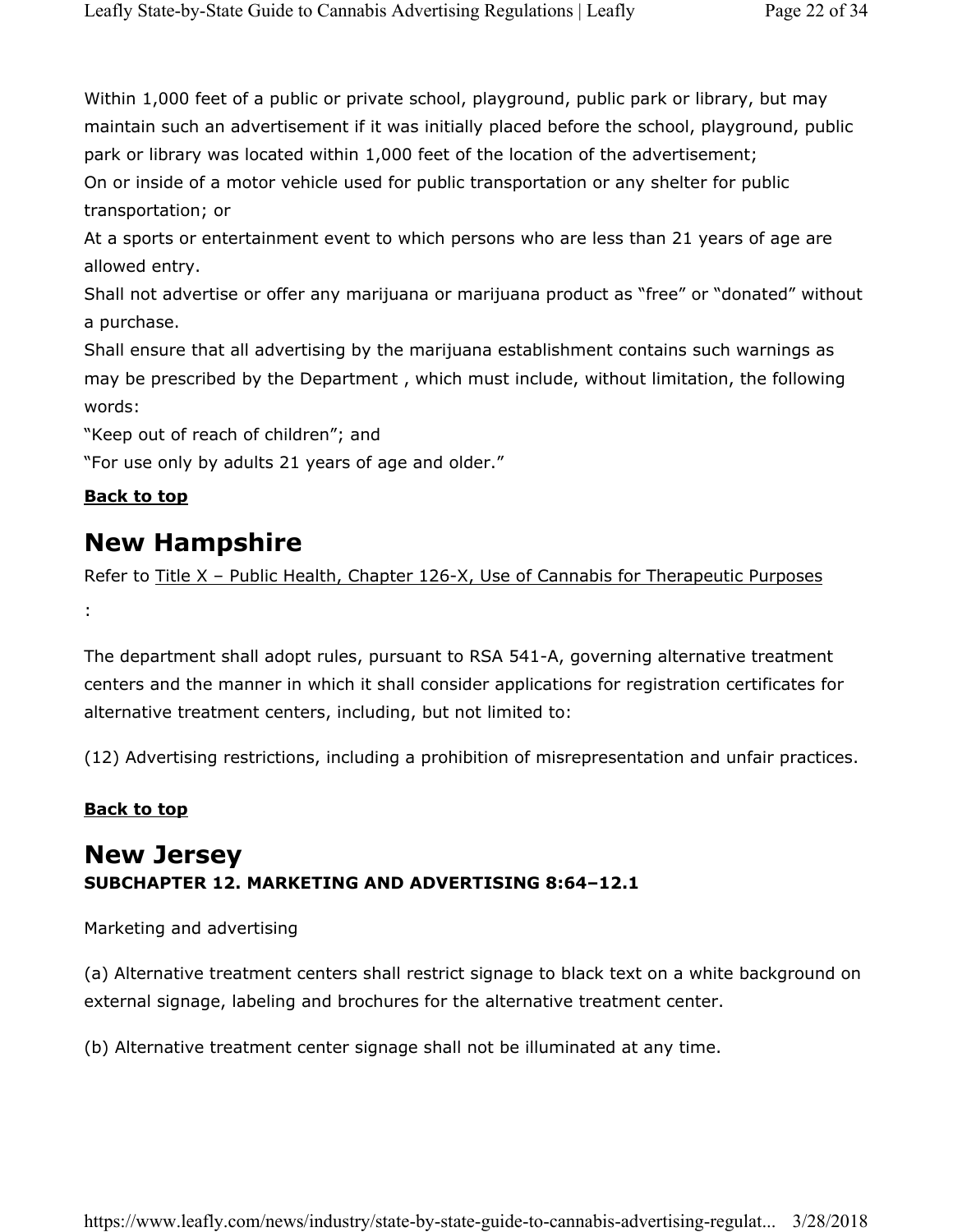Within 1,000 feet of a public or private school, playground, public park or library, but may maintain such an advertisement if it was initially placed before the school, playground, public park or library was located within 1,000 feet of the location of the advertisement;
On or inside of a motor vehicle used for public transportation or any shelter for public transportation; or
At a sports or entertainment event to which persons who are less than 21 years of age are allowed entry.
Shall not advertise or offer any marijuana or marijuana product as "free" or "donated" without a purchase.
Shall ensure that all advertising by the marijuana establishment contains such warnings as may be prescribed by the Department , which must include, without limitation, the following words:
"Keep out of reach of children"; and
"For use only by adults 21 years of age and older."

**Back to top**

## New Hampshire

Refer to Title X – Public Health, Chapter 126-X, Use of Cannabis for Therapeutic Purposes
:

The department shall adopt rules, pursuant to RSA 541-A, governing alternative treatment centers and the manner in which it shall consider applications for registration certificates for alternative treatment centers, including, but not limited to:

(12) Advertising restrictions, including a prohibition of misrepresentation and unfair practices.

**Back to top**

## New Jersey

**SUBCHAPTER 12. MARKETING AND ADVERTISING 8:64–12.1**

Marketing and advertising

(a) Alternative treatment centers shall restrict signage to black text on a white background on external signage, labeling and brochures for the alternative treatment center.

(b) Alternative treatment center signage shall not be illuminated at any time.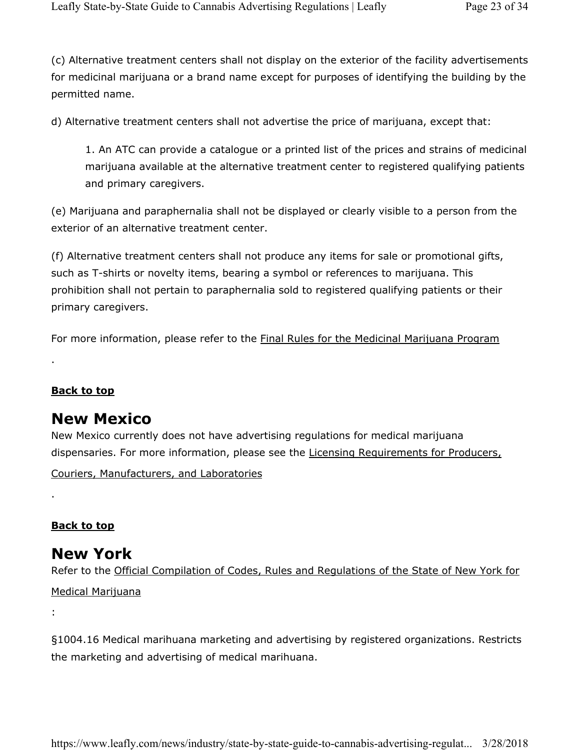(c) Alternative treatment centers shall not display on the exterior of the facility advertisements for medicinal marijuana or a brand name except for purposes of identifying the building by the permitted name.

d) Alternative treatment centers shall not advertise the price of marijuana, except that:

> 1. An ATC can provide a catalogue or a printed list of the prices and strains of medicinal marijuana available at the alternative treatment center to registered qualifying patients and primary caregivers.

(e) Marijuana and paraphernalia shall not be displayed or clearly visible to a person from the exterior of an alternative treatment center.

(f) Alternative treatment centers shall not produce any items for sale or promotional gifts, such as T-shirts or novelty items, bearing a symbol or references to marijuana. This prohibition shall not pertain to paraphernalia sold to registered qualifying patients or their primary caregivers.

For more information, please refer to the Final Rules for the Medicinal Marijuana Program

.

**Back to top**

## New Mexico

New Mexico currently does not have advertising regulations for medical marijuana dispensaries. For more information, please see the Licensing Requirements for Producers, Couriers, Manufacturers, and Laboratories

.

**Back to top**

## New York

Refer to the Official Compilation of Codes, Rules and Regulations of the State of New York for Medical Marijuana

:

§1004.16 Medical marihuana marketing and advertising by registered organizations. Restricts the marketing and advertising of medical marihuana.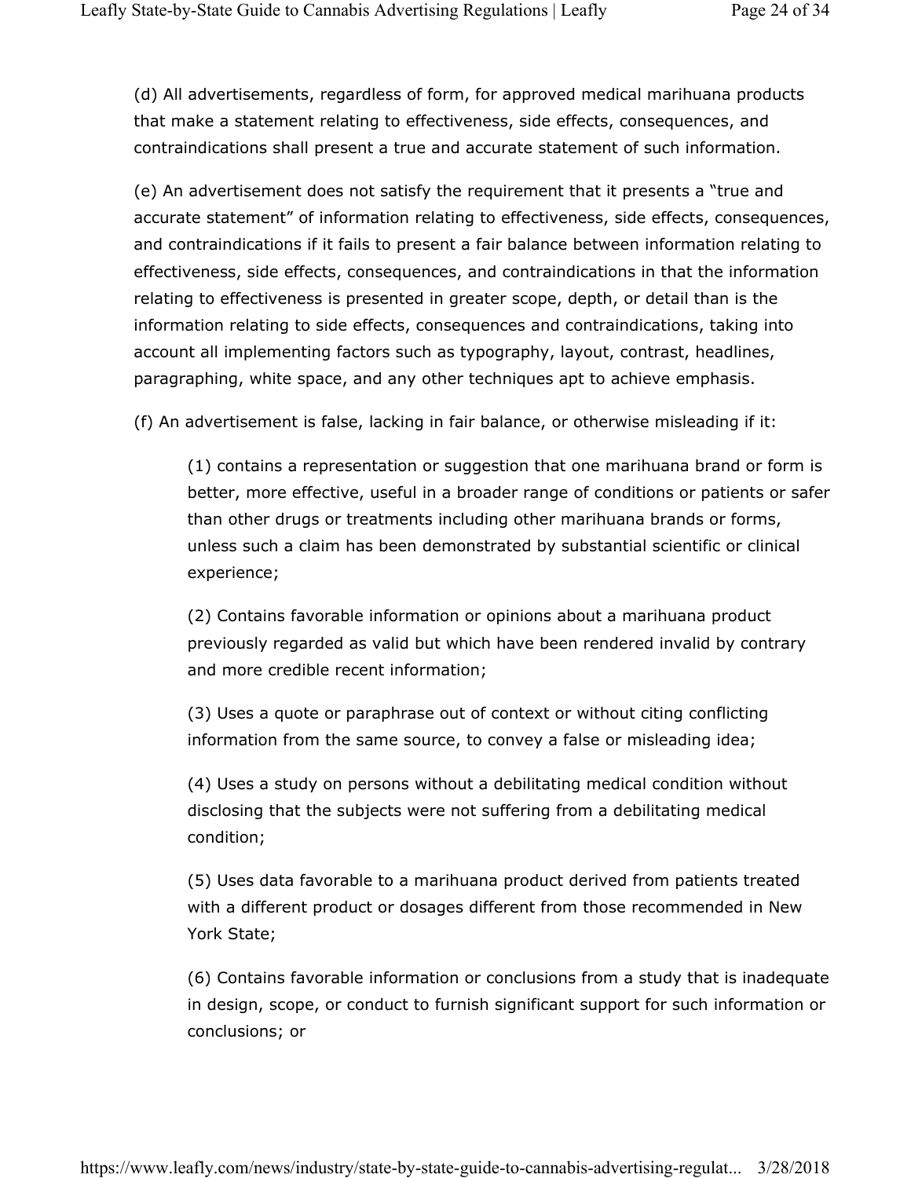(d) All advertisements, regardless of form, for approved medical marihuana products that make a statement relating to effectiveness, side effects, consequences, and contraindications shall present a true and accurate statement of such information.

(e) An advertisement does not satisfy the requirement that it presents a "true and accurate statement" of information relating to effectiveness, side effects, consequences, and contraindications if it fails to present a fair balance between information relating to effectiveness, side effects, consequences, and contraindications in that the information relating to effectiveness is presented in greater scope, depth, or detail than is the information relating to side effects, consequences and contraindications, taking into account all implementing factors such as typography, layout, contrast, headlines, paragraphing, white space, and any other techniques apt to achieve emphasis.

(f) An advertisement is false, lacking in fair balance, or otherwise misleading if it:

> (1) contains a representation or suggestion that one marihuana brand or form is better, more effective, useful in a broader range of conditions or patients or safer than other drugs or treatments including other marihuana brands or forms, unless such a claim has been demonstrated by substantial scientific or clinical experience;
>
> (2) Contains favorable information or opinions about a marihuana product previously regarded as valid but which have been rendered invalid by contrary and more credible recent information;
>
> (3) Uses a quote or paraphrase out of context or without citing conflicting information from the same source, to convey a false or misleading idea;
>
> (4) Uses a study on persons without a debilitating medical condition without disclosing that the subjects were not suffering from a debilitating medical condition;
>
> (5) Uses data favorable to a marihuana product derived from patients treated with a different product or dosages different from those recommended in New York State;
>
> (6) Contains favorable information or conclusions from a study that is inadequate in design, scope, or conduct to furnish significant support for such information or conclusions; or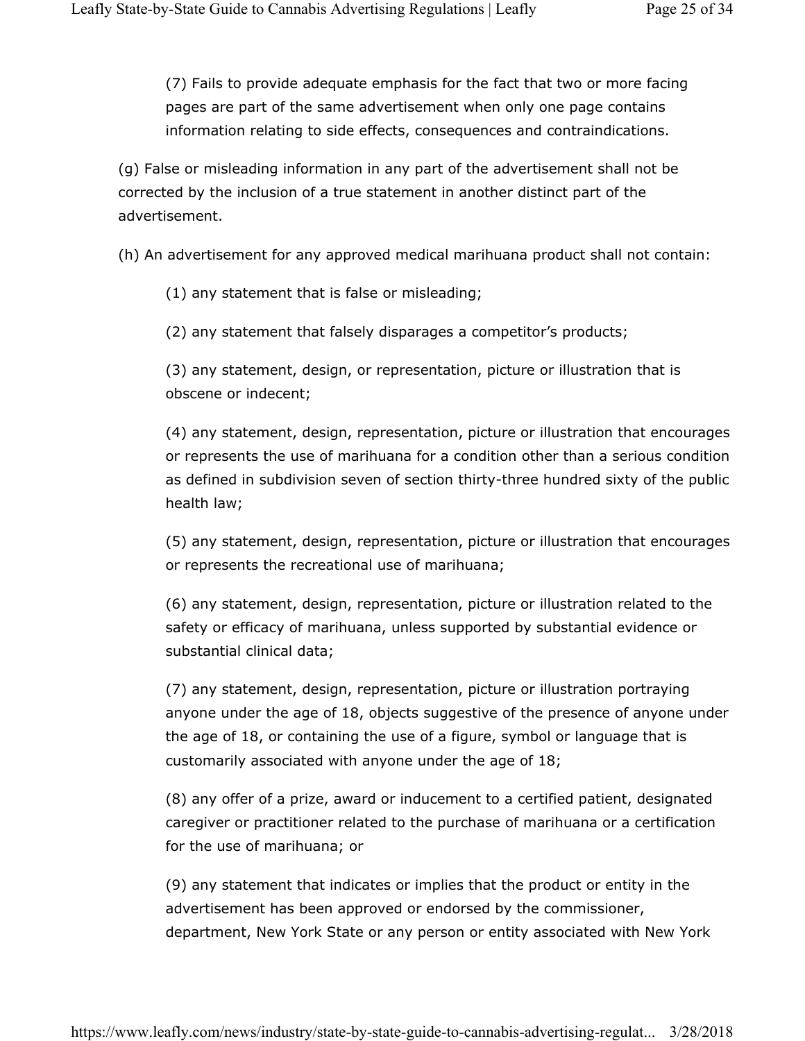(7) Fails to provide adequate emphasis for the fact that two or more facing pages are part of the same advertisement when only one page contains information relating to side effects, consequences and contraindications.

(g) False or misleading information in any part of the advertisement shall not be corrected by the inclusion of a true statement in another distinct part of the advertisement.

(h) An advertisement for any approved medical marihuana product shall not contain:

(1) any statement that is false or misleading;

(2) any statement that falsely disparages a competitor's products;

(3) any statement, design, or representation, picture or illustration that is obscene or indecent;

(4) any statement, design, representation, picture or illustration that encourages or represents the use of marihuana for a condition other than a serious condition as defined in subdivision seven of section thirty-three hundred sixty of the public health law;

(5) any statement, design, representation, picture or illustration that encourages or represents the recreational use of marihuana;

(6) any statement, design, representation, picture or illustration related to the safety or efficacy of marihuana, unless supported by substantial evidence or substantial clinical data;

(7) any statement, design, representation, picture or illustration portraying anyone under the age of 18, objects suggestive of the presence of anyone under the age of 18, or containing the use of a figure, symbol or language that is customarily associated with anyone under the age of 18;

(8) any offer of a prize, award or inducement to a certified patient, designated caregiver or practitioner related to the purchase of marihuana or a certification for the use of marihuana; or

(9) any statement that indicates or implies that the product or entity in the advertisement has been approved or endorsed by the commissioner, department, New York State or any person or entity associated with New York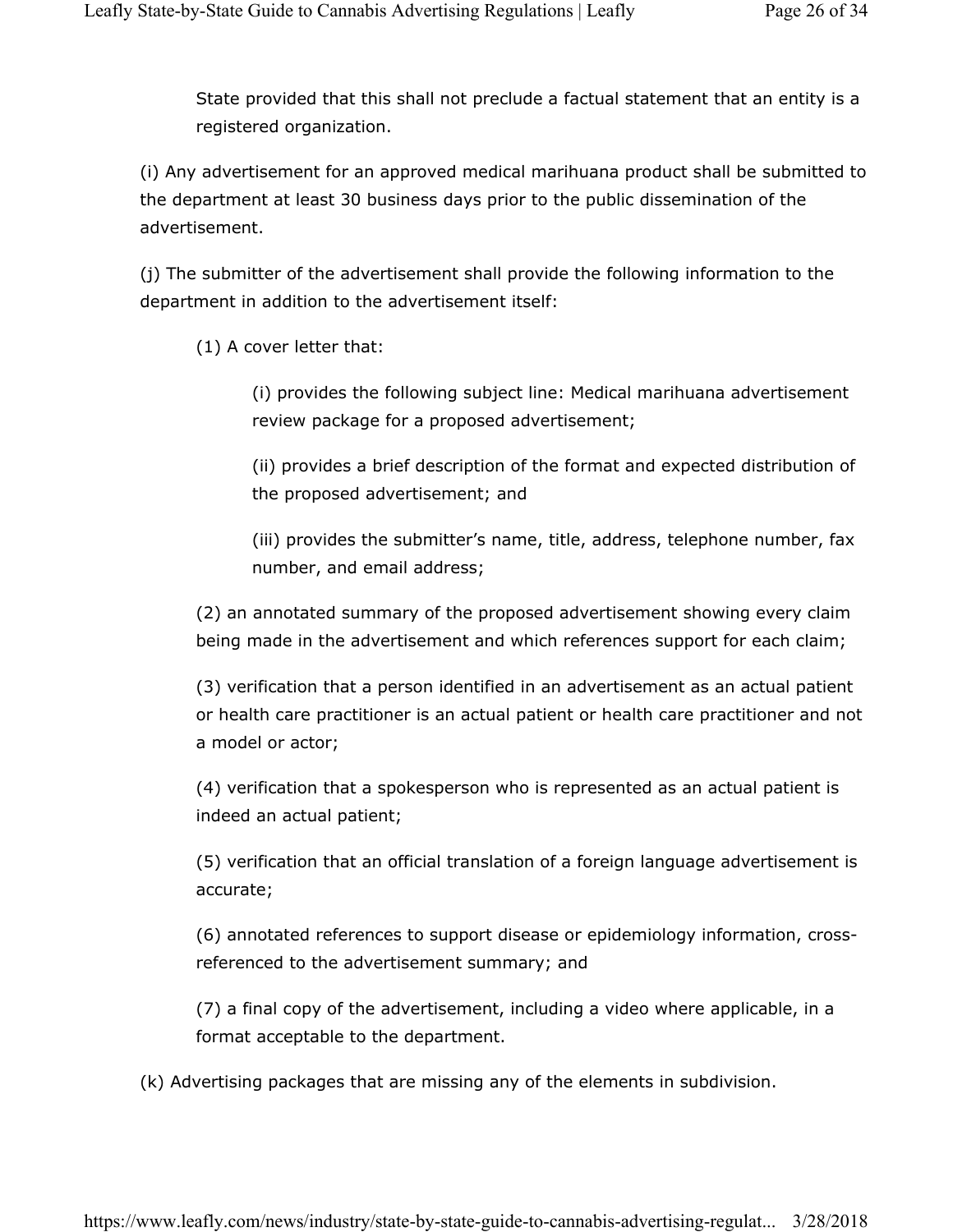State provided that this shall not preclude a factual statement that an entity is a registered organization.

(i) Any advertisement for an approved medical marihuana product shall be submitted to the department at least 30 business days prior to the public dissemination of the advertisement.

(j) The submitter of the advertisement shall provide the following information to the department in addition to the advertisement itself:

(1) A cover letter that:

(i) provides the following subject line: Medical marihuana advertisement review package for a proposed advertisement;

(ii) provides a brief description of the format and expected distribution of the proposed advertisement; and

(iii) provides the submitter's name, title, address, telephone number, fax number, and email address;

(2) an annotated summary of the proposed advertisement showing every claim being made in the advertisement and which references support for each claim;

(3) verification that a person identified in an advertisement as an actual patient or health care practitioner is an actual patient or health care practitioner and not a model or actor;

(4) verification that a spokesperson who is represented as an actual patient is indeed an actual patient;

(5) verification that an official translation of a foreign language advertisement is accurate;

(6) annotated references to support disease or epidemiology information, cross-referenced to the advertisement summary; and

(7) a final copy of the advertisement, including a video where applicable, in a format acceptable to the department.

(k) Advertising packages that are missing any of the elements in subdivision.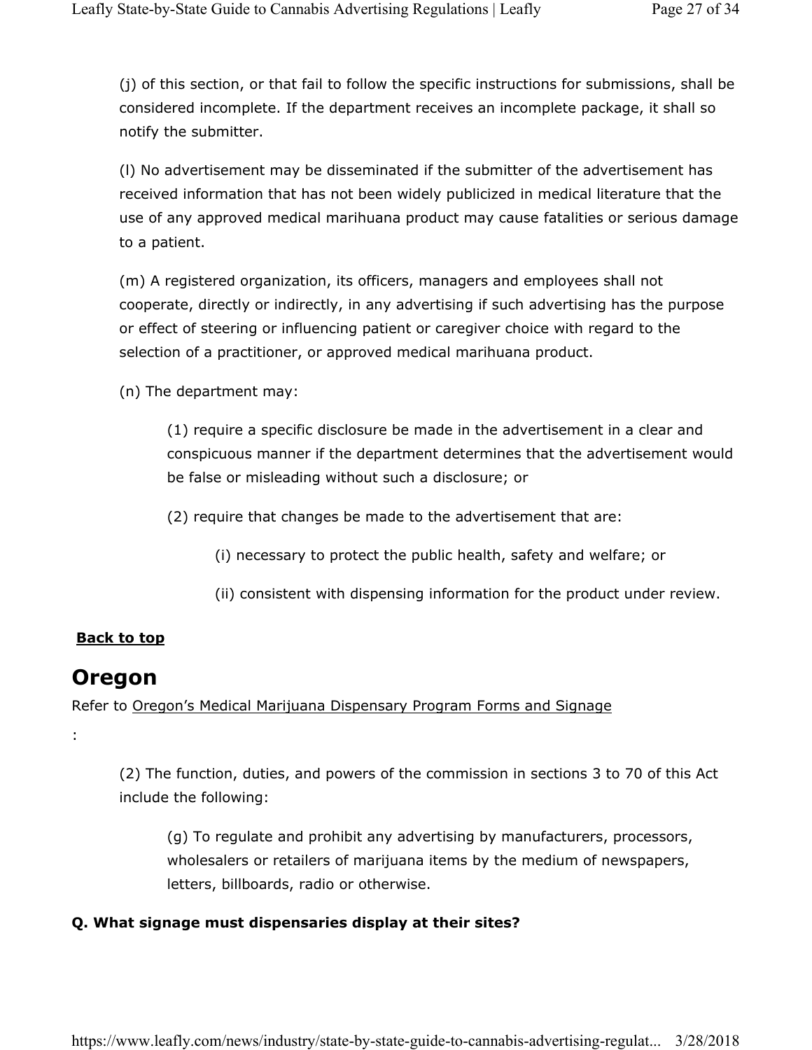(j) of this section, or that fail to follow the specific instructions for submissions, shall be considered incomplete. If the department receives an incomplete package, it shall so notify the submitter.

(l) No advertisement may be disseminated if the submitter of the advertisement has received information that has not been widely publicized in medical literature that the use of any approved medical marihuana product may cause fatalities or serious damage to a patient.

(m) A registered organization, its officers, managers and employees shall not cooperate, directly or indirectly, in any advertising if such advertising has the purpose or effect of steering or influencing patient or caregiver choice with regard to the selection of a practitioner, or approved medical marihuana product.

(n) The department may:

> (1) require a specific disclosure be made in the advertisement in a clear and conspicuous manner if the department determines that the advertisement would be false or misleading without such a disclosure; or
>
> (2) require that changes be made to the advertisement that are:
>
> > (i) necessary to protect the public health, safety and welfare; or
> >
> > (ii) consistent with dispensing information for the product under review.

**Back to top**

## Oregon

Refer to Oregon's Medical Marijuana Dispensary Program Forms and Signage

:

> (2) The function, duties, and powers of the commission in sections 3 to 70 of this Act include the following:
>
> > (g) To regulate and prohibit any advertising by manufacturers, processors, wholesalers or retailers of marijuana items by the medium of newspapers, letters, billboards, radio or otherwise.

**Q. What signage must dispensaries display at their sites?**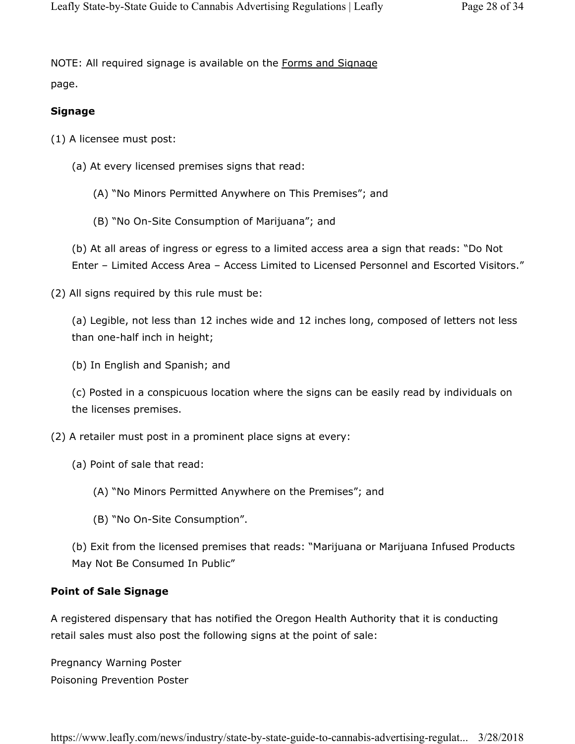NOTE: All required signage is available on the Forms and Signage page.

**Signage**

(1) A licensee must post:

(a) At every licensed premises signs that read:

(A) "No Minors Permitted Anywhere on This Premises"; and

(B) "No On-Site Consumption of Marijuana"; and

(b) At all areas of ingress or egress to a limited access area a sign that reads: "Do Not Enter – Limited Access Area – Access Limited to Licensed Personnel and Escorted Visitors."

(2) All signs required by this rule must be:

(a) Legible, not less than 12 inches wide and 12 inches long, composed of letters not less than one-half inch in height;

(b) In English and Spanish; and

(c) Posted in a conspicuous location where the signs can be easily read by individuals on the licenses premises.

(2) A retailer must post in a prominent place signs at every:

(a) Point of sale that read:

(A) "No Minors Permitted Anywhere on the Premises"; and

(B) "No On-Site Consumption".

(b) Exit from the licensed premises that reads: "Marijuana or Marijuana Infused Products May Not Be Consumed In Public"

**Point of Sale Signage**

A registered dispensary that has notified the Oregon Health Authority that it is conducting retail sales must also post the following signs at the point of sale:

Pregnancy Warning Poster
Poisoning Prevention Poster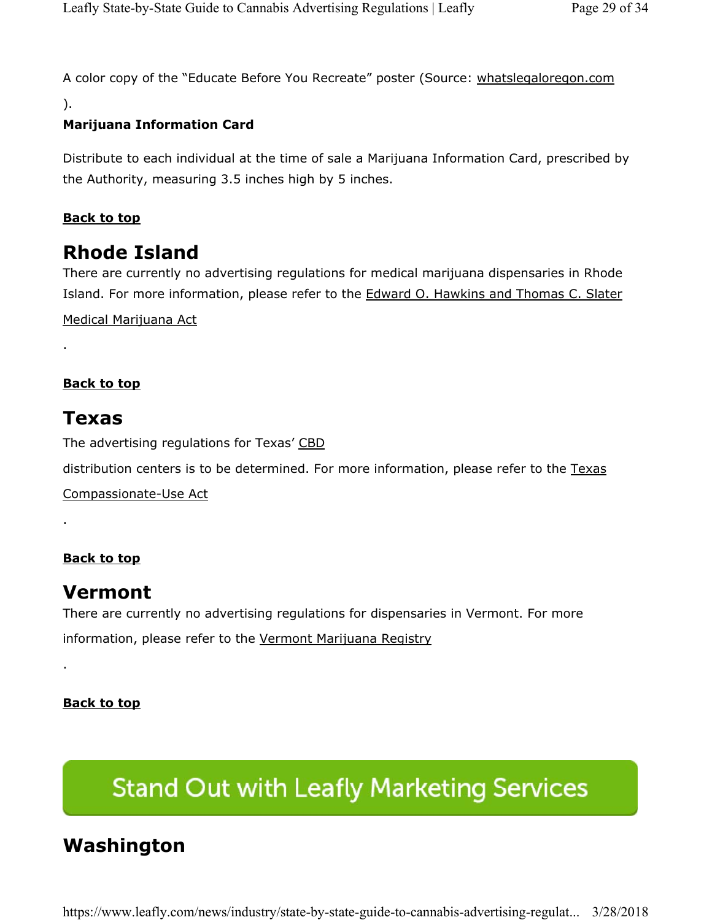A color copy of the "Educate Before You Recreate" poster (Source: whatslegaloregon.com ).

**Marijuana Information Card**

Distribute to each individual at the time of sale a Marijuana Information Card, prescribed by the Authority, measuring 3.5 inches high by 5 inches.

**Back to top**

## Rhode Island

There are currently no advertising regulations for medical marijuana dispensaries in Rhode Island. For more information, please refer to the Edward O. Hawkins and Thomas C. Slater Medical Marijuana Act .

**Back to top**

## Texas

The advertising regulations for Texas' CBD distribution centers is to be determined. For more information, please refer to the Texas Compassionate-Use Act .

**Back to top**

## Vermont

There are currently no advertising regulations for dispensaries in Vermont. For more information, please refer to the Vermont Marijuana Registry .

**Back to top**

Stand Out with Leafly Marketing Services

## Washington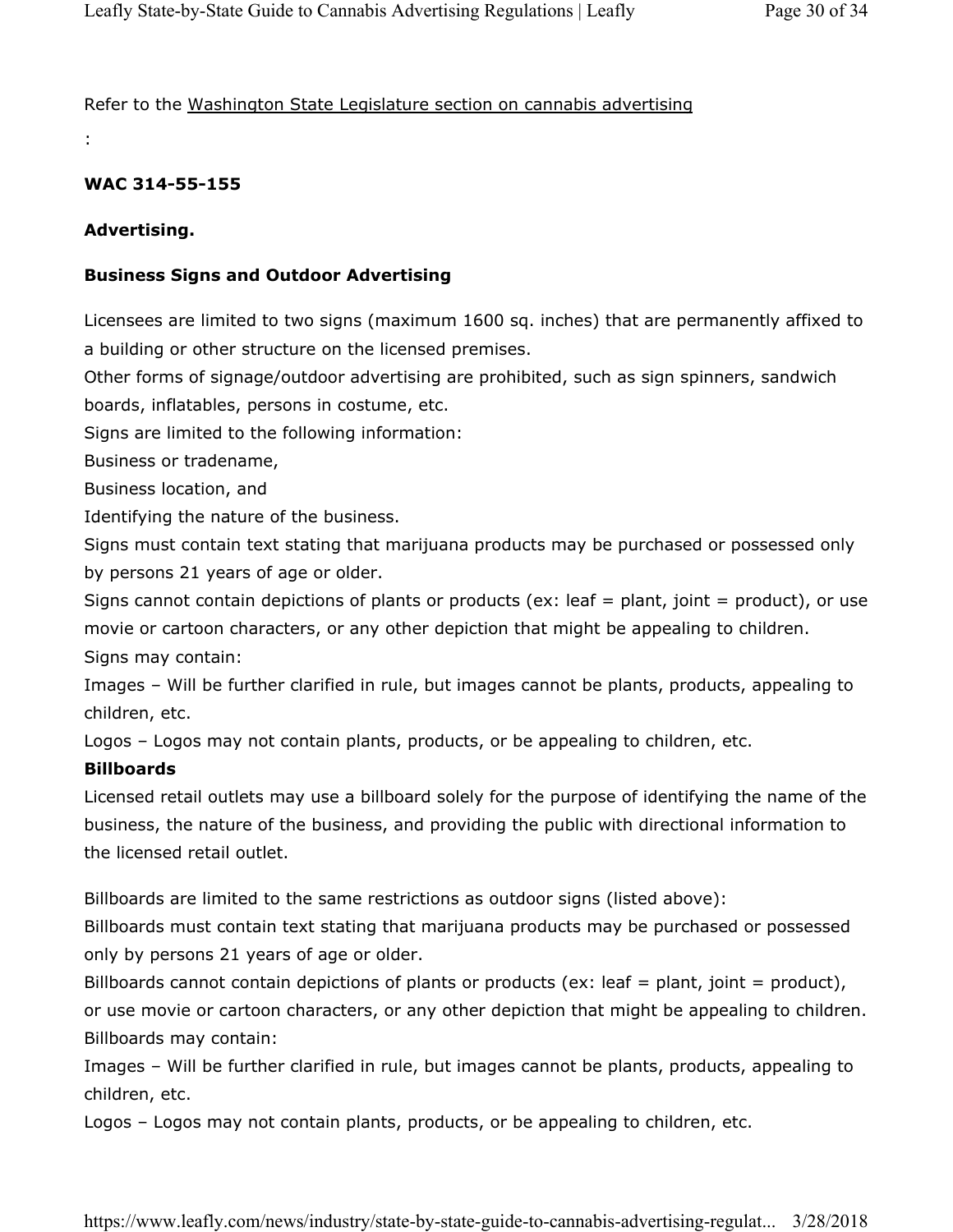Refer to the Washington State Legislature section on cannabis advertising

:

**WAC 314-55-155**

**Advertising.**

**Business Signs and Outdoor Advertising**

Licensees are limited to two signs (maximum 1600 sq. inches) that are permanently affixed to a building or other structure on the licensed premises.

Other forms of signage/outdoor advertising are prohibited, such as sign spinners, sandwich boards, inflatables, persons in costume, etc.

Signs are limited to the following information:

Business or tradename,

Business location, and

Identifying the nature of the business.

Signs must contain text stating that marijuana products may be purchased or possessed only by persons 21 years of age or older.

Signs cannot contain depictions of plants or products (ex: leaf = plant, joint = product), or use movie or cartoon characters, or any other depiction that might be appealing to children.

Signs may contain:

Images – Will be further clarified in rule, but images cannot be plants, products, appealing to children, etc.

Logos – Logos may not contain plants, products, or be appealing to children, etc.

**Billboards**

Licensed retail outlets may use a billboard solely for the purpose of identifying the name of the business, the nature of the business, and providing the public with directional information to the licensed retail outlet.

Billboards are limited to the same restrictions as outdoor signs (listed above):

Billboards must contain text stating that marijuana products may be purchased or possessed only by persons 21 years of age or older.

Billboards cannot contain depictions of plants or products (ex: leaf = plant, joint = product), or use movie or cartoon characters, or any other depiction that might be appealing to children.

Billboards may contain:

Images – Will be further clarified in rule, but images cannot be plants, products, appealing to children, etc.

Logos – Logos may not contain plants, products, or be appealing to children, etc.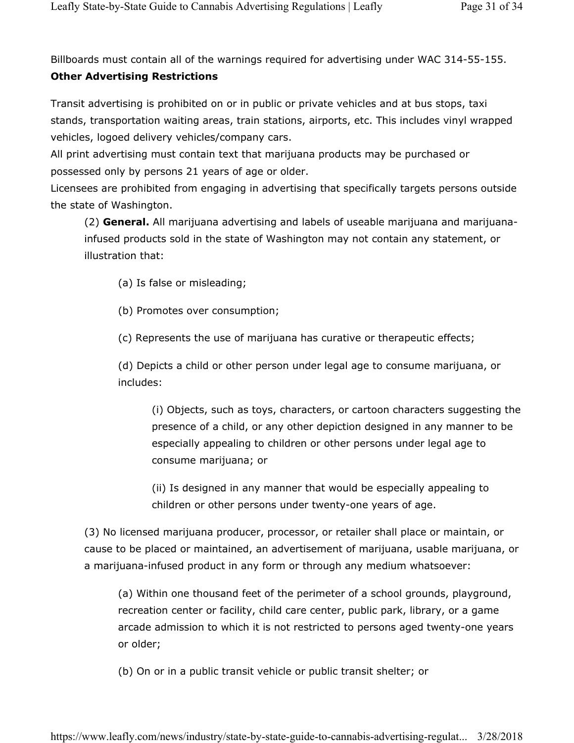Billboards must contain all of the warnings required for advertising under WAC 314-55-155.

**Other Advertising Restrictions**

Transit advertising is prohibited on or in public or private vehicles and at bus stops, taxi stands, transportation waiting areas, train stations, airports, etc. This includes vinyl wrapped vehicles, logoed delivery vehicles/company cars.

All print advertising must contain text that marijuana products may be purchased or possessed only by persons 21 years of age or older.

Licensees are prohibited from engaging in advertising that specifically targets persons outside the state of Washington.

(2) **General.** All marijuana advertising and labels of useable marijuana and marijuana-infused products sold in the state of Washington may not contain any statement, or illustration that:

(a) Is false or misleading;

(b) Promotes over consumption;

(c) Represents the use of marijuana has curative or therapeutic effects;

(d) Depicts a child or other person under legal age to consume marijuana, or includes:

(i) Objects, such as toys, characters, or cartoon characters suggesting the presence of a child, or any other depiction designed in any manner to be especially appealing to children or other persons under legal age to consume marijuana; or

(ii) Is designed in any manner that would be especially appealing to children or other persons under twenty-one years of age.

(3) No licensed marijuana producer, processor, or retailer shall place or maintain, or cause to be placed or maintained, an advertisement of marijuana, usable marijuana, or a marijuana-infused product in any form or through any medium whatsoever:

(a) Within one thousand feet of the perimeter of a school grounds, playground, recreation center or facility, child care center, public park, library, or a game arcade admission to which it is not restricted to persons aged twenty-one years or older;

(b) On or in a public transit vehicle or public transit shelter; or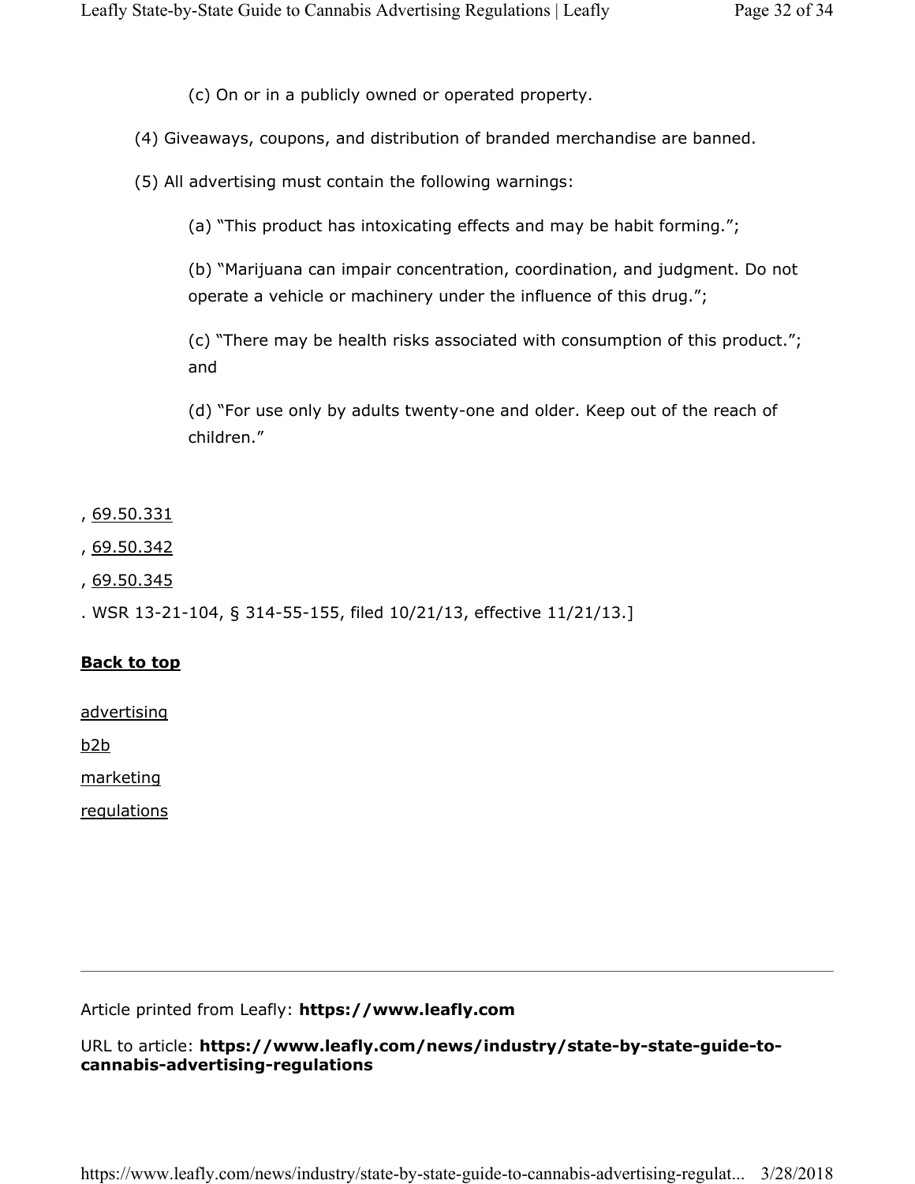(c) On or in a publicly owned or operated property.

(4) Giveaways, coupons, and distribution of branded merchandise are banned.

(5) All advertising must contain the following warnings:

(a) "This product has intoxicating effects and may be habit forming.";

(b) "Marijuana can impair concentration, coordination, and judgment. Do not operate a vehicle or machinery under the influence of this drug.";

(c) "There may be health risks associated with consumption of this product."; and

(d) "For use only by adults twenty-one and older. Keep out of the reach of children."

, 69.50.331

, 69.50.342

, 69.50.345

. WSR 13-21-104, § 314-55-155, filed 10/21/13, effective 11/21/13.]

**Back to top**

advertising

b2b

marketing

regulations

---

Article printed from Leafly: **https://www.leafly.com**

URL to article: **https://www.leafly.com/news/industry/state-by-state-guide-to-cannabis-advertising-regulations**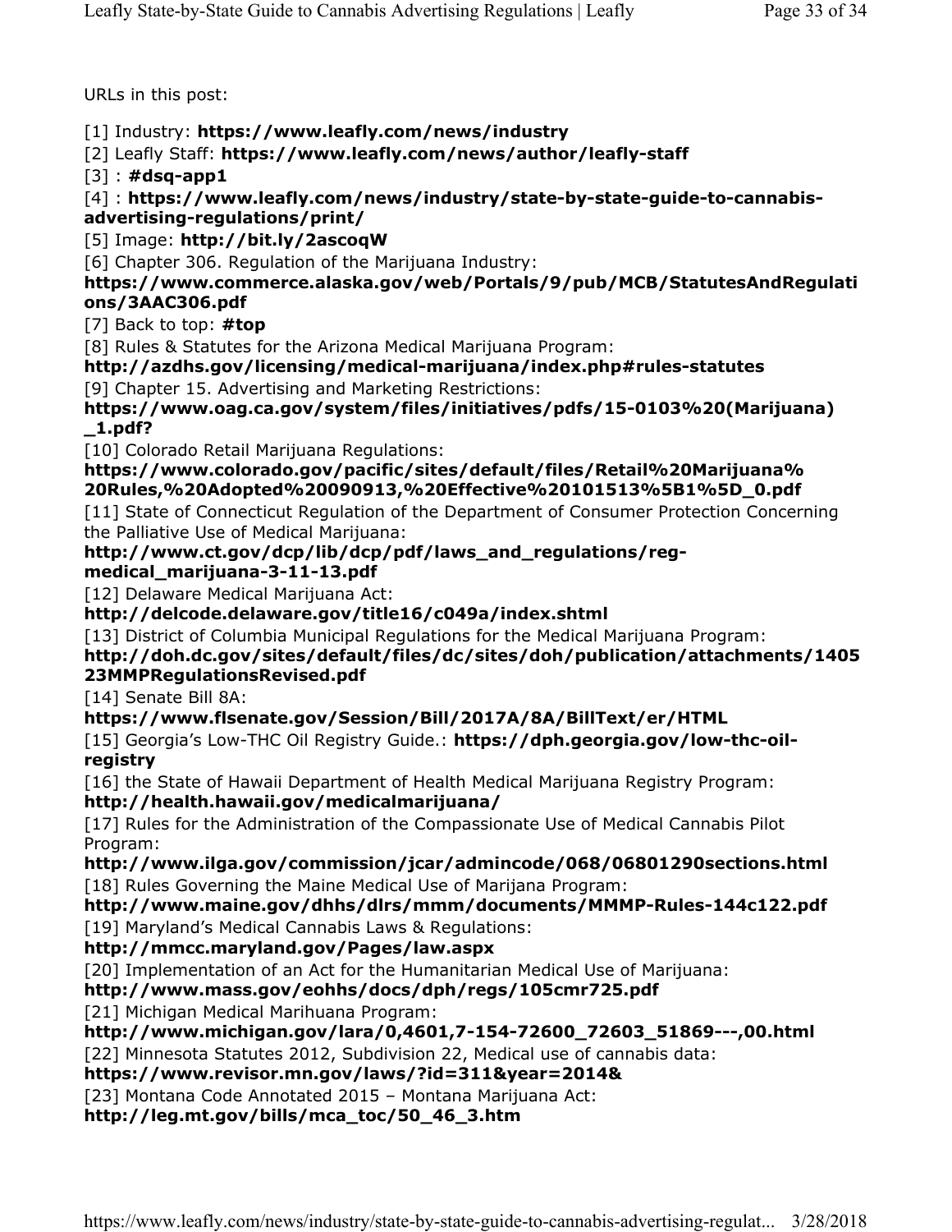URLs in this post:

[1] Industry: **https://www.leafly.com/news/industry**

[2] Leafly Staff: **https://www.leafly.com/news/author/leafly-staff**

[3] : **#dsq-app1**

[4] : **https://www.leafly.com/news/industry/state-by-state-guide-to-cannabis-advertising-regulations/print/**

[5] Image: **http://bit.ly/2ascoqW**

[6] Chapter 306. Regulation of the Marijuana Industry: **https://www.commerce.alaska.gov/web/Portals/9/pub/MCB/StatutesAndRegulations/3AAC306.pdf**

[7] Back to top: **#top**

[8] Rules & Statutes for the Arizona Medical Marijuana Program: **http://azdhs.gov/licensing/medical-marijuana/index.php#rules-statutes**

[9] Chapter 15. Advertising and Marketing Restrictions: **https://www.oag.ca.gov/system/files/initiatives/pdfs/15-0103%20(Marijuana)_1.pdf?**

[10] Colorado Retail Marijuana Regulations: **https://www.colorado.gov/pacific/sites/default/files/Retail%20Marijuana%20Rules,%20Adopted%20090913,%20Effective%20101513%5B1%5D_0.pdf**

[11] State of Connecticut Regulation of the Department of Consumer Protection Concerning the Palliative Use of Medical Marijuana: **http://www.ct.gov/dcp/lib/dcp/pdf/laws_and_regulations/reg-medical_marijuana-3-11-13.pdf**

[12] Delaware Medical Marijuana Act: **http://delcode.delaware.gov/title16/c049a/index.shtml**

[13] District of Columbia Municipal Regulations for the Medical Marijuana Program: **http://doh.dc.gov/sites/default/files/dc/sites/doh/publication/attachments/140523MMPRegulationsRevised.pdf**

[14] Senate Bill 8A: **https://www.flsenate.gov/Session/Bill/2017A/8A/BillText/er/HTML**

[15] Georgia's Low-THC Oil Registry Guide.: **https://dph.georgia.gov/low-thc-oil-registry**

[16] the State of Hawaii Department of Health Medical Marijuana Registry Program: **http://health.hawaii.gov/medicalmarijuana/**

[17] Rules for the Administration of the Compassionate Use of Medical Cannabis Pilot Program: **http://www.ilga.gov/commission/jcar/admincode/068/06801290sections.html**

[18] Rules Governing the Maine Medical Use of Marijana Program: **http://www.maine.gov/dhhs/dlrs/mmm/documents/MMMP-Rules-144c122.pdf**

[19] Maryland's Medical Cannabis Laws & Regulations: **http://mmcc.maryland.gov/Pages/law.aspx**

[20] Implementation of an Act for the Humanitarian Medical Use of Marijuana: **http://www.mass.gov/eohhs/docs/dph/regs/105cmr725.pdf**

[21] Michigan Medical Marihuana Program: **http://www.michigan.gov/lara/0,4601,7-154-72600_72603_51869---,00.html**

[22] Minnesota Statutes 2012, Subdivision 22, Medical use of cannabis data: **https://www.revisor.mn.gov/laws/?id=311&year=2014&**

[23] Montana Code Annotated 2015 – Montana Marijuana Act: **http://leg.mt.gov/bills/mca_toc/50_46_3.htm**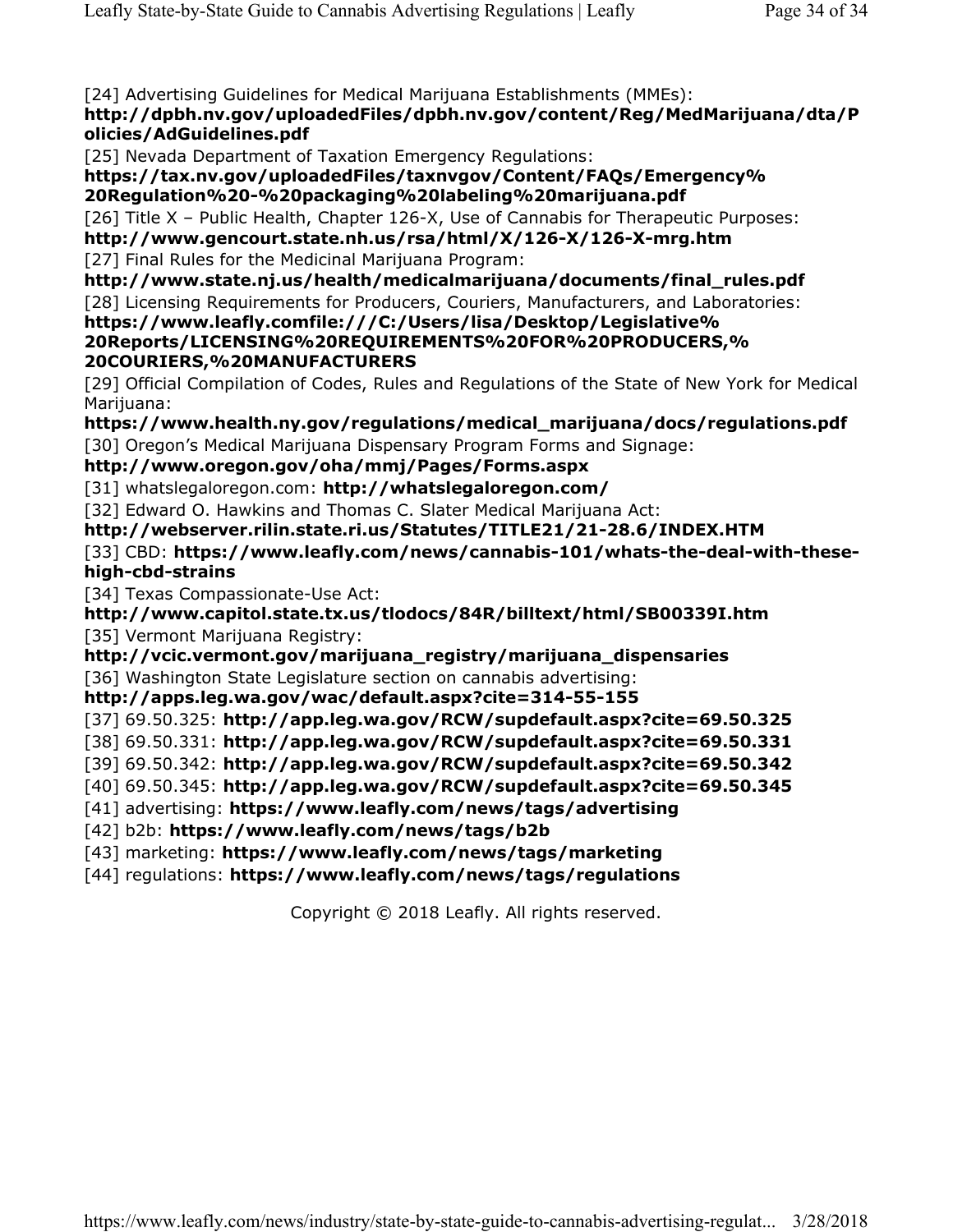[24] Advertising Guidelines for Medical Marijuana Establishments (MMEs):
**http://dpbh.nv.gov/uploadedFiles/dpbh.nv.gov/content/Reg/MedMarijuana/dta/Policies/AdGuidelines.pdf**

[25] Nevada Department of Taxation Emergency Regulations:
**https://tax.nv.gov/uploadedFiles/taxnvgov/Content/FAQs/Emergency%20Regulation%20-%20packaging%20labeling%20marijuana.pdf**

[26] Title X – Public Health, Chapter 126-X, Use of Cannabis for Therapeutic Purposes:
**http://www.gencourt.state.nh.us/rsa/html/X/126-X/126-X-mrg.htm**

[27] Final Rules for the Medicinal Marijuana Program:
**http://www.state.nj.us/health/medicalmarijuana/documents/final_rules.pdf**

[28] Licensing Requirements for Producers, Couriers, Manufacturers, and Laboratories:
**https://www.leafly.comfile:///C:/Users/lisa/Desktop/Legislative%20Reports/LICENSING%20REQUIREMENTS%20FOR%20PRODUCERS,%20COURIERS,%20MANUFACTURERS**

[29] Official Compilation of Codes, Rules and Regulations of the State of New York for Medical Marijuana:
**https://www.health.ny.gov/regulations/medical_marijuana/docs/regulations.pdf**

[30] Oregon's Medical Marijuana Dispensary Program Forms and Signage:
**http://www.oregon.gov/oha/mmj/Pages/Forms.aspx**

[31] whatslegaloregon.com: **http://whatslegaloregon.com/**

[32] Edward O. Hawkins and Thomas C. Slater Medical Marijuana Act:
**http://webserver.rilin.state.ri.us/Statutes/TITLE21/21-28.6/INDEX.HTM**

[33] CBD: **https://www.leafly.com/news/cannabis-101/whats-the-deal-with-these-high-cbd-strains**

[34] Texas Compassionate-Use Act:
**http://www.capitol.state.tx.us/tlodocs/84R/billtext/html/SB00339I.htm**

[35] Vermont Marijuana Registry:
**http://vcic.vermont.gov/marijuana_registry/marijuana_dispensaries**

[36] Washington State Legislature section on cannabis advertising:
**http://apps.leg.wa.gov/wac/default.aspx?cite=314-55-155**

[37] 69.50.325: **http://app.leg.wa.gov/RCW/supdefault.aspx?cite=69.50.325**

[38] 69.50.331: **http://app.leg.wa.gov/RCW/supdefault.aspx?cite=69.50.331**

[39] 69.50.342: **http://app.leg.wa.gov/RCW/supdefault.aspx?cite=69.50.342**

[40] 69.50.345: **http://app.leg.wa.gov/RCW/supdefault.aspx?cite=69.50.345**

[41] advertising: **https://www.leafly.com/news/tags/advertising**

[42] b2b: **https://www.leafly.com/news/tags/b2b**

[43] marketing: **https://www.leafly.com/news/tags/marketing**

[44] regulations: **https://www.leafly.com/news/tags/regulations**

Copyright © 2018 Leafly. All rights reserved.